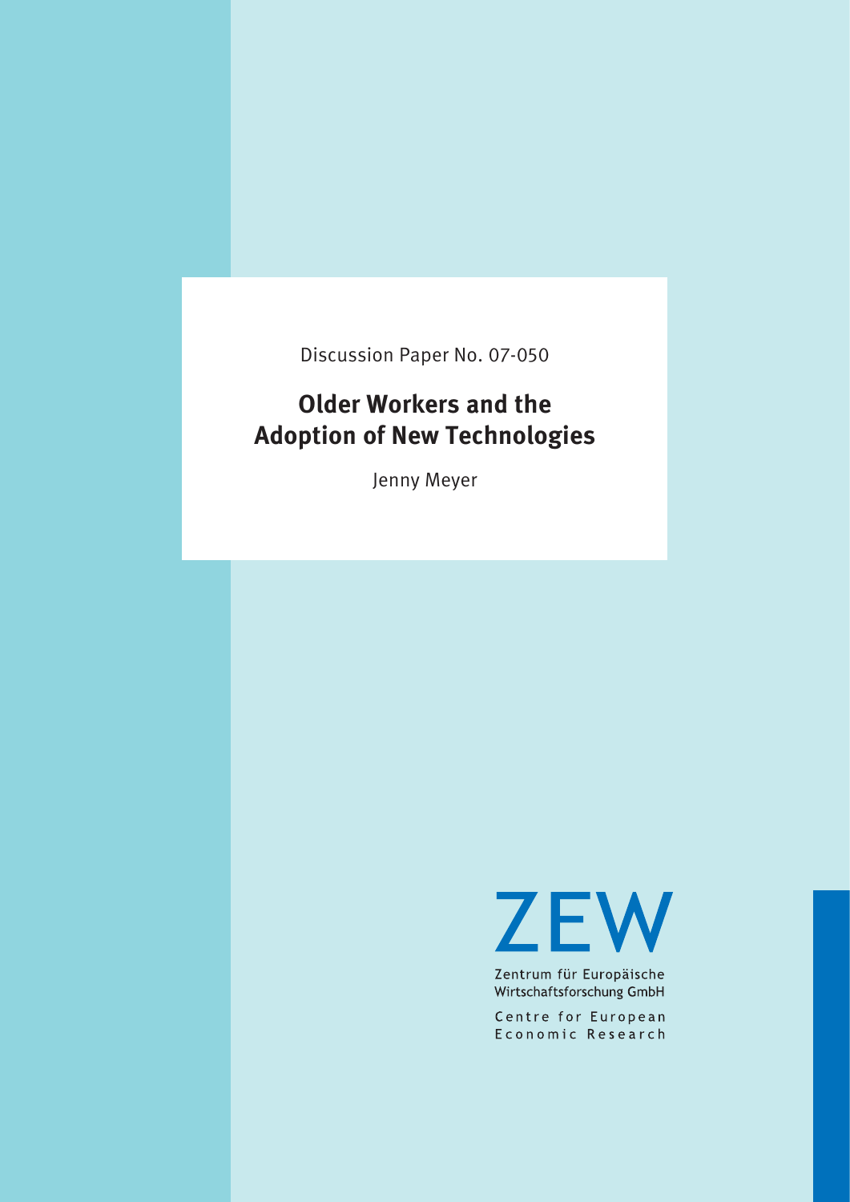Discussion Paper No. 07-050

# Older Workers and the Adoption of New Technologies

Jenny Meyer

ZEW

Zentrum für Europäische Wirtschaftsforschung GmbH

Centre for European Economic Research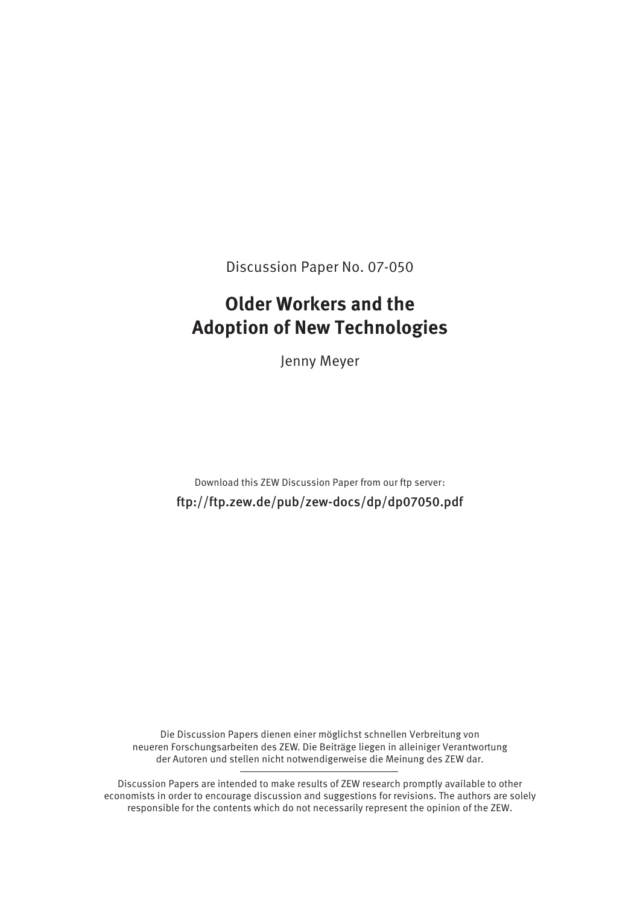Discussion Paper No. 07-050

# Older Workers and the Adoption of New Technologies

Jenny Meyer

Download this ZEW Discussion Paper from our ftp server:

ftp://ftp.zew.de/pub/zew-docs/dp/dp07050.pdf

Die Discussion Papers dienen einer möglichst schnellen Verbreitung von neueren Forschungsarbeiten des ZEW. Die Beiträge liegen in alleiniger Verantwortung der Autoren und stellen nicht notwendigerweise die Meinung des ZEW dar.

---

Discussion Papers are intended to make results of ZEW research promptly available to other economists in order to encourage discussion and suggestions for revisions. The authors are solely responsible for the contents which do not necessarily represent the opinion of the ZEW.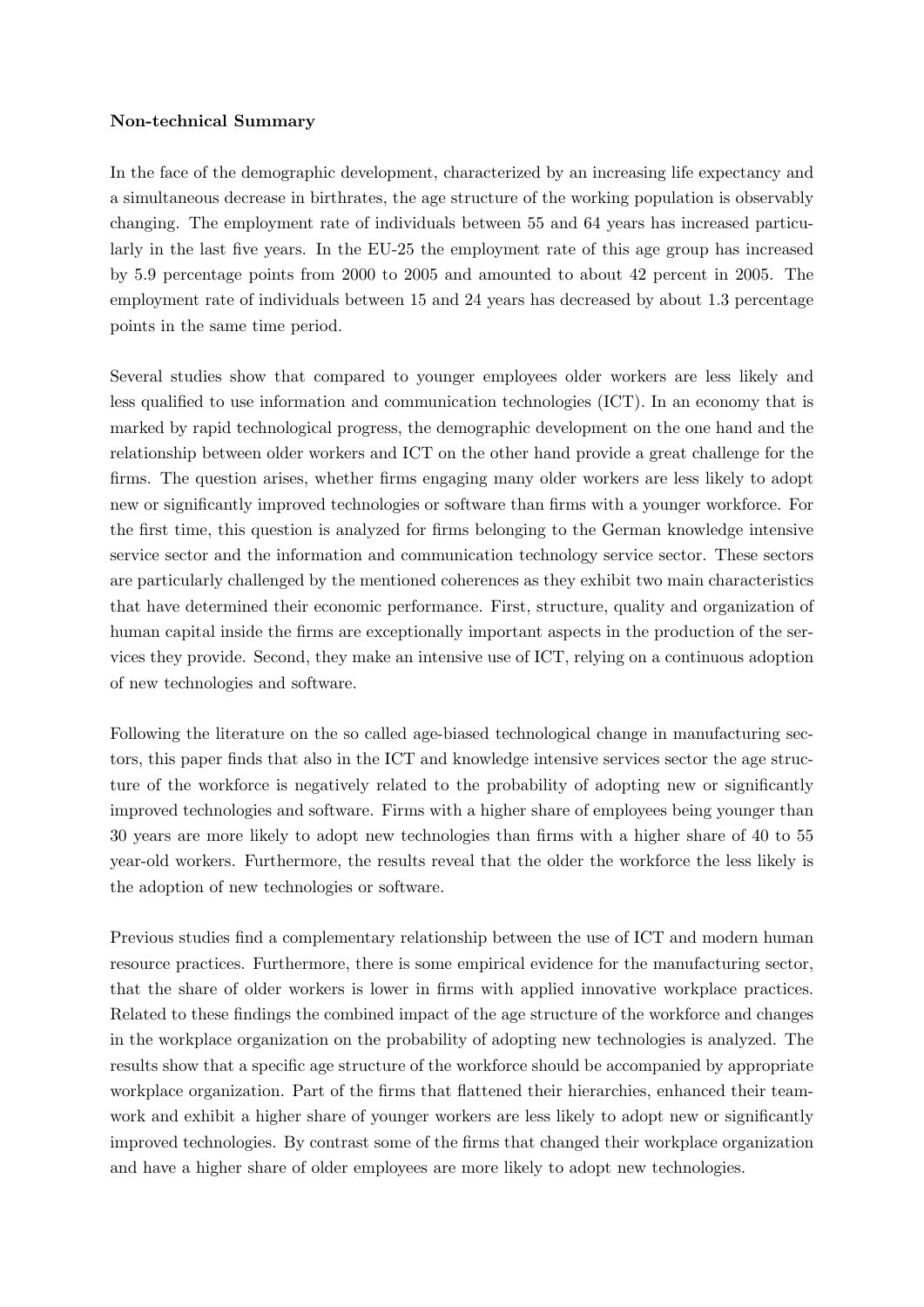**Non-technical Summary**

In the face of the demographic development, characterized by an increasing life expectancy and a simultaneous decrease in birthrates, the age structure of the working population is observably changing. The employment rate of individuals between 55 and 64 years has increased particularly in the last five years. In the EU-25 the employment rate of this age group has increased by 5.9 percentage points from 2000 to 2005 and amounted to about 42 percent in 2005. The employment rate of individuals between 15 and 24 years has decreased by about 1.3 percentage points in the same time period.

Several studies show that compared to younger employees older workers are less likely and less qualified to use information and communication technologies (ICT). In an economy that is marked by rapid technological progress, the demographic development on the one hand and the relationship between older workers and ICT on the other hand provide a great challenge for the firms. The question arises, whether firms engaging many older workers are less likely to adopt new or significantly improved technologies or software than firms with a younger workforce. For the first time, this question is analyzed for firms belonging to the German knowledge intensive service sector and the information and communication technology service sector. These sectors are particularly challenged by the mentioned coherences as they exhibit two main characteristics that have determined their economic performance. First, structure, quality and organization of human capital inside the firms are exceptionally important aspects in the production of the services they provide. Second, they make an intensive use of ICT, relying on a continuous adoption of new technologies and software.

Following the literature on the so called age-biased technological change in manufacturing sectors, this paper finds that also in the ICT and knowledge intensive services sector the age structure of the workforce is negatively related to the probability of adopting new or significantly improved technologies and software. Firms with a higher share of employees being younger than 30 years are more likely to adopt new technologies than firms with a higher share of 40 to 55 year-old workers. Furthermore, the results reveal that the older the workforce the less likely is the adoption of new technologies or software.

Previous studies find a complementary relationship between the use of ICT and modern human resource practices. Furthermore, there is some empirical evidence for the manufacturing sector, that the share of older workers is lower in firms with applied innovative workplace practices. Related to these findings the combined impact of the age structure of the workforce and changes in the workplace organization on the probability of adopting new technologies is analyzed. The results show that a specific age structure of the workforce should be accompanied by appropriate workplace organization. Part of the firms that flattened their hierarchies, enhanced their teamwork and exhibit a higher share of younger workers are less likely to adopt new or significantly improved technologies. By contrast some of the firms that changed their workplace organization and have a higher share of older employees are more likely to adopt new technologies.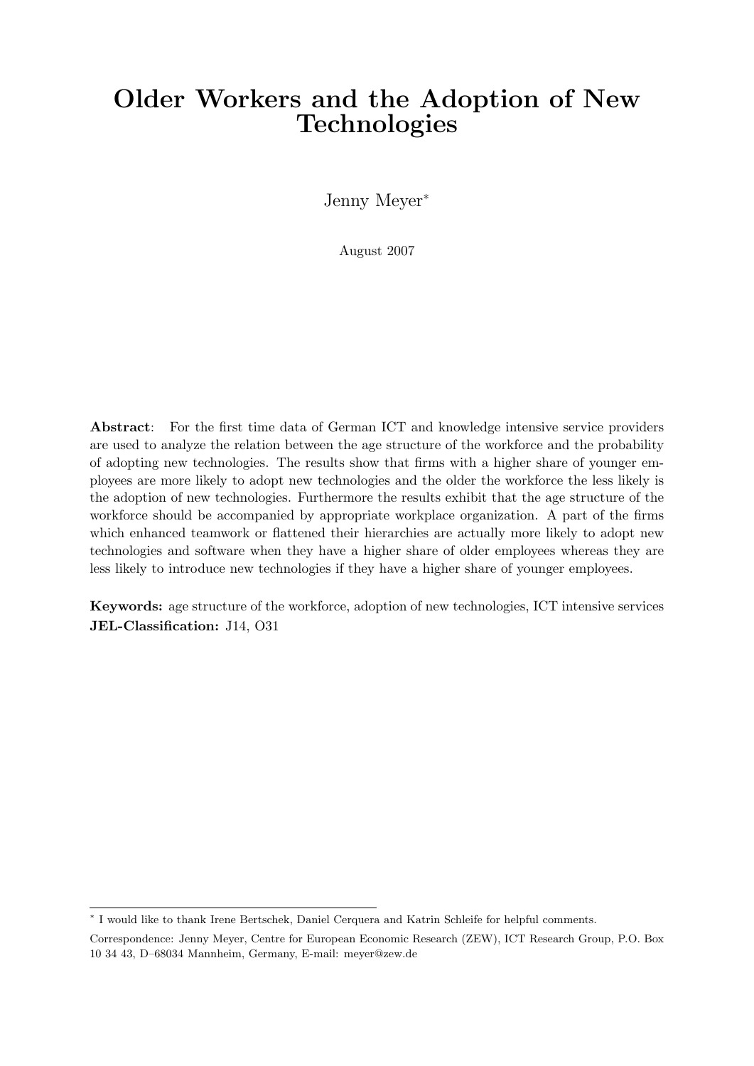# Older Workers and the Adoption of New Technologies

Jenny Meyer*

August 2007

**Abstract**: For the first time data of German ICT and knowledge intensive service providers are used to analyze the relation between the age structure of the workforce and the probability of adopting new technologies. The results show that firms with a higher share of younger employees are more likely to adopt new technologies and the older the workforce the less likely is the adoption of new technologies. Furthermore the results exhibit that the age structure of the workforce should be accompanied by appropriate workplace organization. A part of the firms which enhanced teamwork or flattened their hierarchies are actually more likely to adopt new technologies and software when they have a higher share of older employees whereas they are less likely to introduce new technologies if they have a higher share of younger employees.

**Keywords:** age structure of the workforce, adoption of new technologies, ICT intensive services
**JEL-Classification:** J14, O31

---

* I would like to thank Irene Bertschek, Daniel Cerquera and Katrin Schleife for helpful comments.

Correspondence: Jenny Meyer, Centre for European Economic Research (ZEW), ICT Research Group, P.O. Box 10 34 43, D–68034 Mannheim, Germany, E-mail: meyer@zew.de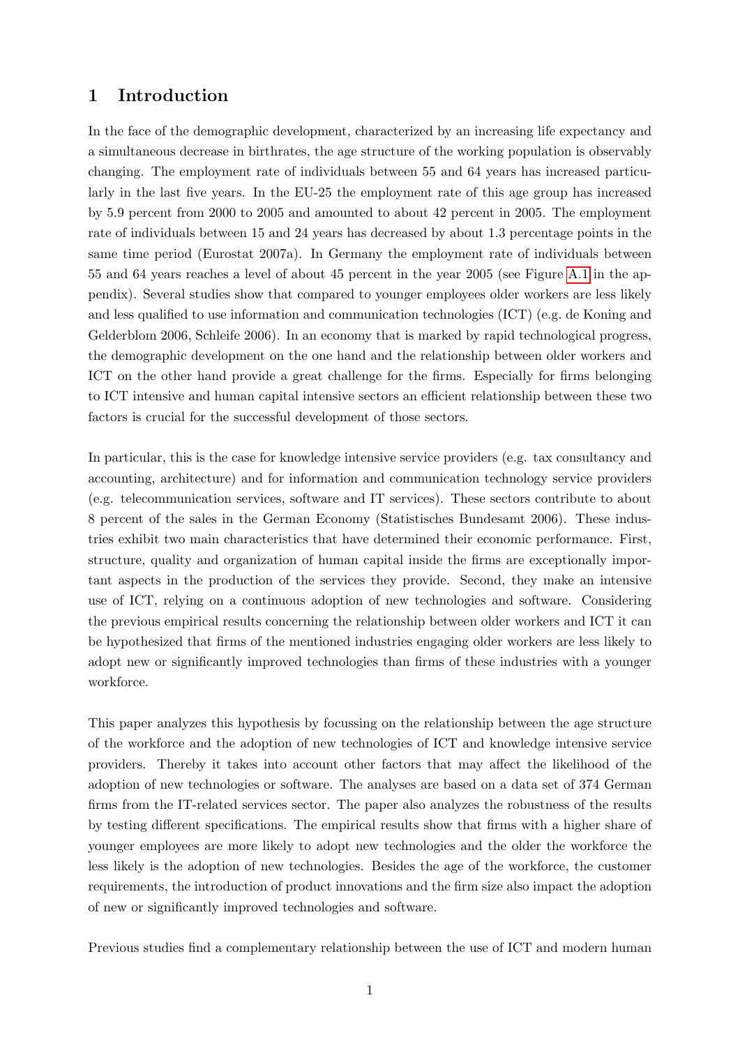# 1 Introduction

In the face of the demographic development, characterized by an increasing life expectancy and a simultaneous decrease in birthrates, the age structure of the working population is observably changing. The employment rate of individuals between 55 and 64 years has increased particularly in the last five years. In the EU-25 the employment rate of this age group has increased by 5.9 percent from 2000 to 2005 and amounted to about 42 percent in 2005. The employment rate of individuals between 15 and 24 years has decreased by about 1.3 percentage points in the same time period (Eurostat 2007a). In Germany the employment rate of individuals between 55 and 64 years reaches a level of about 45 percent in the year 2005 (see Figure A.1 in the appendix). Several studies show that compared to younger employees older workers are less likely and less qualified to use information and communication technologies (ICT) (e.g. de Koning and Gelderblom 2006, Schleife 2006). In an economy that is marked by rapid technological progress, the demographic development on the one hand and the relationship between older workers and ICT on the other hand provide a great challenge for the firms. Especially for firms belonging to ICT intensive and human capital intensive sectors an efficient relationship between these two factors is crucial for the successful development of those sectors.

In particular, this is the case for knowledge intensive service providers (e.g. tax consultancy and accounting, architecture) and for information and communication technology service providers (e.g. telecommunication services, software and IT services). These sectors contribute to about 8 percent of the sales in the German Economy (Statistisches Bundesamt 2006). These industries exhibit two main characteristics that have determined their economic performance. First, structure, quality and organization of human capital inside the firms are exceptionally important aspects in the production of the services they provide. Second, they make an intensive use of ICT, relying on a continuous adoption of new technologies and software. Considering the previous empirical results concerning the relationship between older workers and ICT it can be hypothesized that firms of the mentioned industries engaging older workers are less likely to adopt new or significantly improved technologies than firms of these industries with a younger workforce.

This paper analyzes this hypothesis by focussing on the relationship between the age structure of the workforce and the adoption of new technologies of ICT and knowledge intensive service providers. Thereby it takes into account other factors that may affect the likelihood of the adoption of new technologies or software. The analyses are based on a data set of 374 German firms from the IT-related services sector. The paper also analyzes the robustness of the results by testing different specifications. The empirical results show that firms with a higher share of younger employees are more likely to adopt new technologies and the older the workforce the less likely is the adoption of new technologies. Besides the age of the workforce, the customer requirements, the introduction of product innovations and the firm size also impact the adoption of new or significantly improved technologies and software.

Previous studies find a complementary relationship between the use of ICT and modern human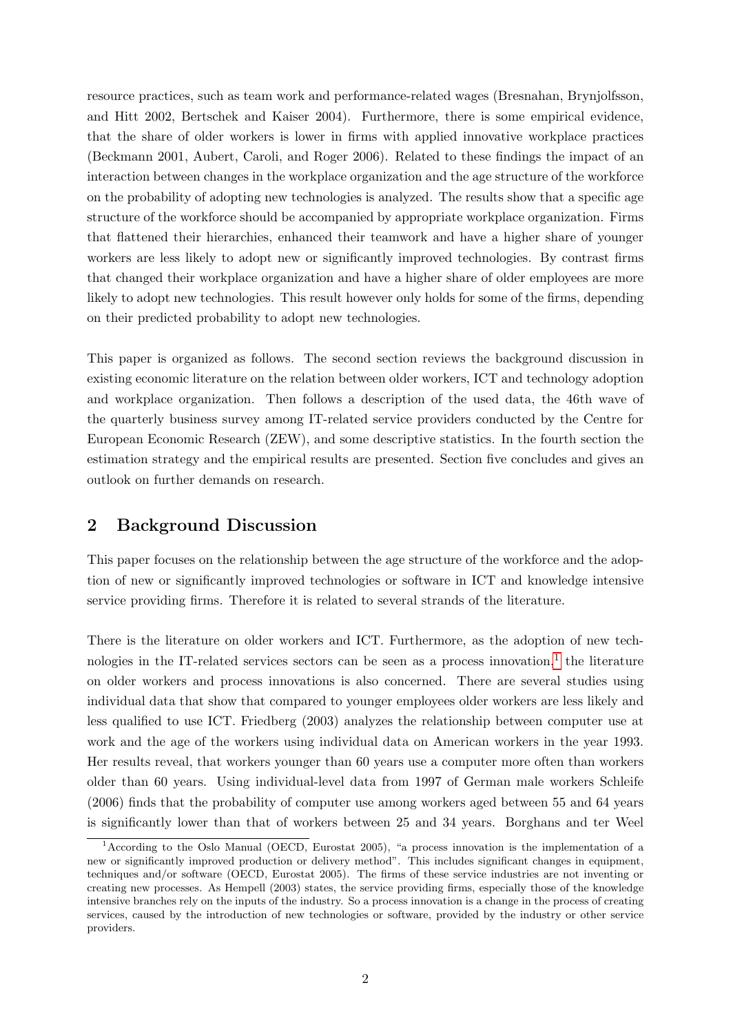resource practices, such as team work and performance-related wages (Bresnahan, Brynjolfsson, and Hitt 2002, Bertschek and Kaiser 2004). Furthermore, there is some empirical evidence, that the share of older workers is lower in firms with applied innovative workplace practices (Beckmann 2001, Aubert, Caroli, and Roger 2006). Related to these findings the impact of an interaction between changes in the workplace organization and the age structure of the workforce on the probability of adopting new technologies is analyzed. The results show that a specific age structure of the workforce should be accompanied by appropriate workplace organization. Firms that flattened their hierarchies, enhanced their teamwork and have a higher share of younger workers are less likely to adopt new or significantly improved technologies. By contrast firms that changed their workplace organization and have a higher share of older employees are more likely to adopt new technologies. This result however only holds for some of the firms, depending on their predicted probability to adopt new technologies.

This paper is organized as follows. The second section reviews the background discussion in existing economic literature on the relation between older workers, ICT and technology adoption and workplace organization. Then follows a description of the used data, the 46th wave of the quarterly business survey among IT-related service providers conducted by the Centre for European Economic Research (ZEW), and some descriptive statistics. In the fourth section the estimation strategy and the empirical results are presented. Section five concludes and gives an outlook on further demands on research.

## 2 Background Discussion

This paper focuses on the relationship between the age structure of the workforce and the adoption of new or significantly improved technologies or software in ICT and knowledge intensive service providing firms. Therefore it is related to several strands of the literature.

There is the literature on older workers and ICT. Furthermore, as the adoption of new technologies in the IT-related services sectors can be seen as a process innovation,[1] the literature on older workers and process innovations is also concerned. There are several studies using individual data that show that compared to younger employees older workers are less likely and less qualified to use ICT. Friedberg (2003) analyzes the relationship between computer use at work and the age of the workers using individual data on American workers in the year 1993. Her results reveal, that workers younger than 60 years use a computer more often than workers older than 60 years. Using individual-level data from 1997 of German male workers Schleife (2006) finds that the probability of computer use among workers aged between 55 and 64 years is significantly lower than that of workers between 25 and 34 years. Borghans and ter Weel

[1] According to the Oslo Manual (OECD, Eurostat 2005), "a process innovation is the implementation of a new or significantly improved production or delivery method". This includes significant changes in equipment, techniques and/or software (OECD, Eurostat 2005). The firms of these service industries are not inventing or creating new processes. As Hempell (2003) states, the service providing firms, especially those of the knowledge intensive branches rely on the inputs of the industry. So a process innovation is a change in the process of creating services, caused by the introduction of new technologies or software, provided by the industry or other service providers.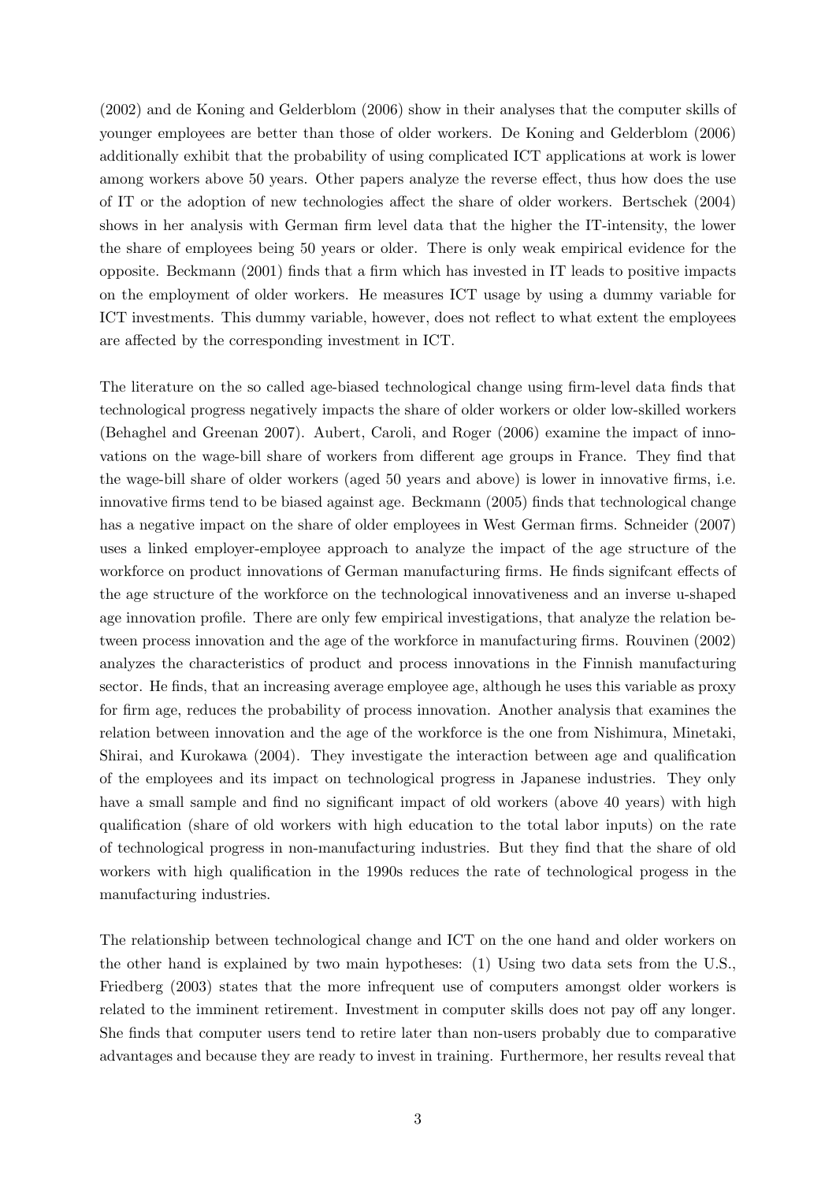(2002) and de Koning and Gelderblom (2006) show in their analyses that the computer skills of younger employees are better than those of older workers. De Koning and Gelderblom (2006) additionally exhibit that the probability of using complicated ICT applications at work is lower among workers above 50 years. Other papers analyze the reverse effect, thus how does the use of IT or the adoption of new technologies affect the share of older workers. Bertschek (2004) shows in her analysis with German firm level data that the higher the IT-intensity, the lower the share of employees being 50 years or older. There is only weak empirical evidence for the opposite. Beckmann (2001) finds that a firm which has invested in IT leads to positive impacts on the employment of older workers. He measures ICT usage by using a dummy variable for ICT investments. This dummy variable, however, does not reflect to what extent the employees are affected by the corresponding investment in ICT.

The literature on the so called age-biased technological change using firm-level data finds that technological progress negatively impacts the share of older workers or older low-skilled workers (Behaghel and Greenan 2007). Aubert, Caroli, and Roger (2006) examine the impact of innovations on the wage-bill share of workers from different age groups in France. They find that the wage-bill share of older workers (aged 50 years and above) is lower in innovative firms, i.e. innovative firms tend to be biased against age. Beckmann (2005) finds that technological change has a negative impact on the share of older employees in West German firms. Schneider (2007) uses a linked employer-employee approach to analyze the impact of the age structure of the workforce on product innovations of German manufacturing firms. He finds signifcant effects of the age structure of the workforce on the technological innovativeness and an inverse u-shaped age innovation profile. There are only few empirical investigations, that analyze the relation between process innovation and the age of the workforce in manufacturing firms. Rouvinen (2002) analyzes the characteristics of product and process innovations in the Finnish manufacturing sector. He finds, that an increasing average employee age, although he uses this variable as proxy for firm age, reduces the probability of process innovation. Another analysis that examines the relation between innovation and the age of the workforce is the one from Nishimura, Minetaki, Shirai, and Kurokawa (2004). They investigate the interaction between age and qualification of the employees and its impact on technological progress in Japanese industries. They only have a small sample and find no significant impact of old workers (above 40 years) with high qualification (share of old workers with high education to the total labor inputs) on the rate of technological progress in non-manufacturing industries. But they find that the share of old workers with high qualification in the 1990s reduces the rate of technological progess in the manufacturing industries.

The relationship between technological change and ICT on the one hand and older workers on the other hand is explained by two main hypotheses: (1) Using two data sets from the U.S., Friedberg (2003) states that the more infrequent use of computers amongst older workers is related to the imminent retirement. Investment in computer skills does not pay off any longer. She finds that computer users tend to retire later than non-users probably due to comparative advantages and because they are ready to invest in training. Furthermore, her results reveal that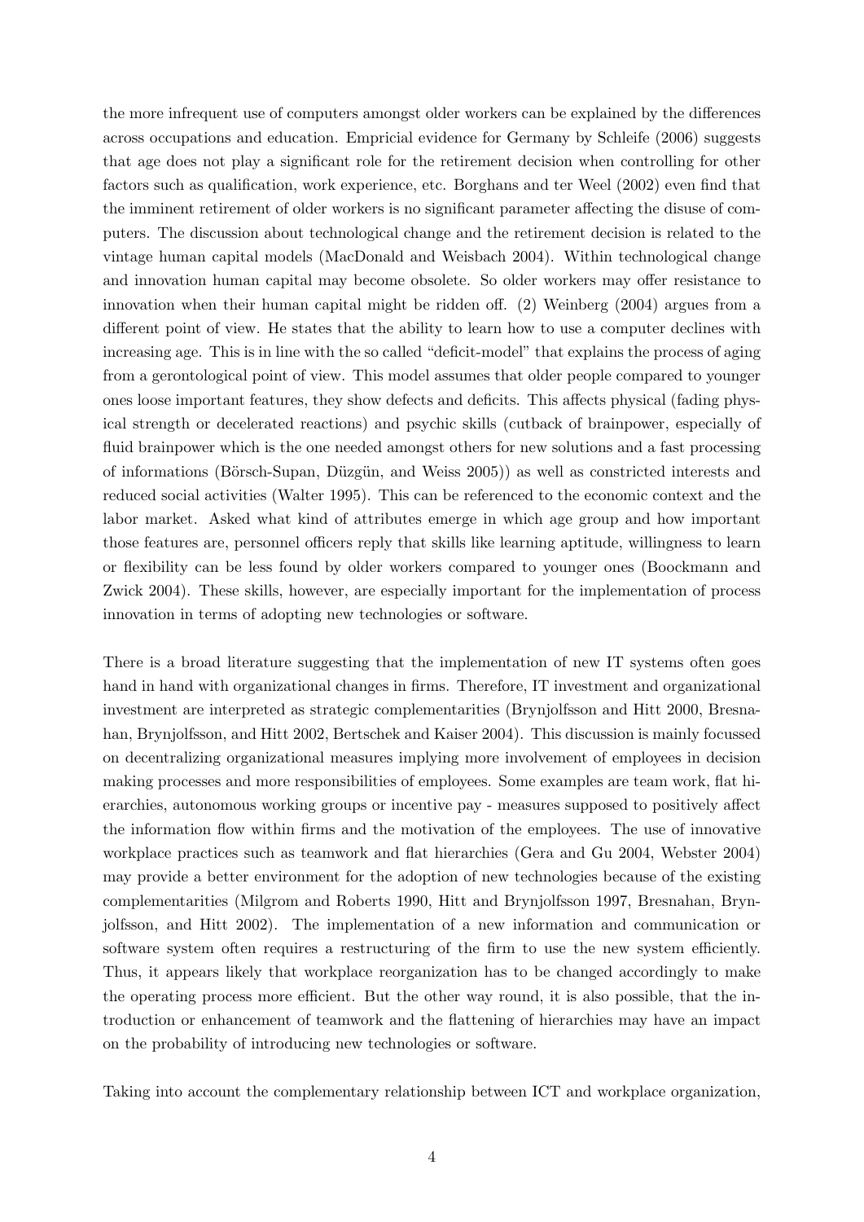the more infrequent use of computers amongst older workers can be explained by the differences across occupations and education. Empricial evidence for Germany by Schleife (2006) suggests that age does not play a significant role for the retirement decision when controlling for other factors such as qualification, work experience, etc. Borghans and ter Weel (2002) even find that the imminent retirement of older workers is no significant parameter affecting the disuse of computers. The discussion about technological change and the retirement decision is related to the vintage human capital models (MacDonald and Weisbach 2004). Within technological change and innovation human capital may become obsolete. So older workers may offer resistance to innovation when their human capital might be ridden off. (2) Weinberg (2004) argues from a different point of view. He states that the ability to learn how to use a computer declines with increasing age. This is in line with the so called "deficit-model" that explains the process of aging from a gerontological point of view. This model assumes that older people compared to younger ones loose important features, they show defects and deficits. This affects physical (fading physical strength or decelerated reactions) and psychic skills (cutback of brainpower, especially of fluid brainpower which is the one needed amongst others for new solutions and a fast processing of informations (Börsch-Supan, Düzgün, and Weiss 2005)) as well as constricted interests and reduced social activities (Walter 1995). This can be referenced to the economic context and the labor market. Asked what kind of attributes emerge in which age group and how important those features are, personnel officers reply that skills like learning aptitude, willingness to learn or flexibility can be less found by older workers compared to younger ones (Boockmann and Zwick 2004). These skills, however, are especially important for the implementation of process innovation in terms of adopting new technologies or software.

There is a broad literature suggesting that the implementation of new IT systems often goes hand in hand with organizational changes in firms. Therefore, IT investment and organizational investment are interpreted as strategic complementarities (Brynjolfsson and Hitt 2000, Bresnahan, Brynjolfsson, and Hitt 2002, Bertschek and Kaiser 2004). This discussion is mainly focussed on decentralizing organizational measures implying more involvement of employees in decision making processes and more responsibilities of employees. Some examples are team work, flat hierarchies, autonomous working groups or incentive pay - measures supposed to positively affect the information flow within firms and the motivation of the employees. The use of innovative workplace practices such as teamwork and flat hierarchies (Gera and Gu 2004, Webster 2004) may provide a better environment for the adoption of new technologies because of the existing complementarities (Milgrom and Roberts 1990, Hitt and Brynjolfsson 1997, Bresnahan, Brynjolfsson, and Hitt 2002). The implementation of a new information and communication or software system often requires a restructuring of the firm to use the new system efficiently. Thus, it appears likely that workplace reorganization has to be changed accordingly to make the operating process more efficient. But the other way round, it is also possible, that the introduction or enhancement of teamwork and the flattening of hierarchies may have an impact on the probability of introducing new technologies or software.

Taking into account the complementary relationship between ICT and workplace organization,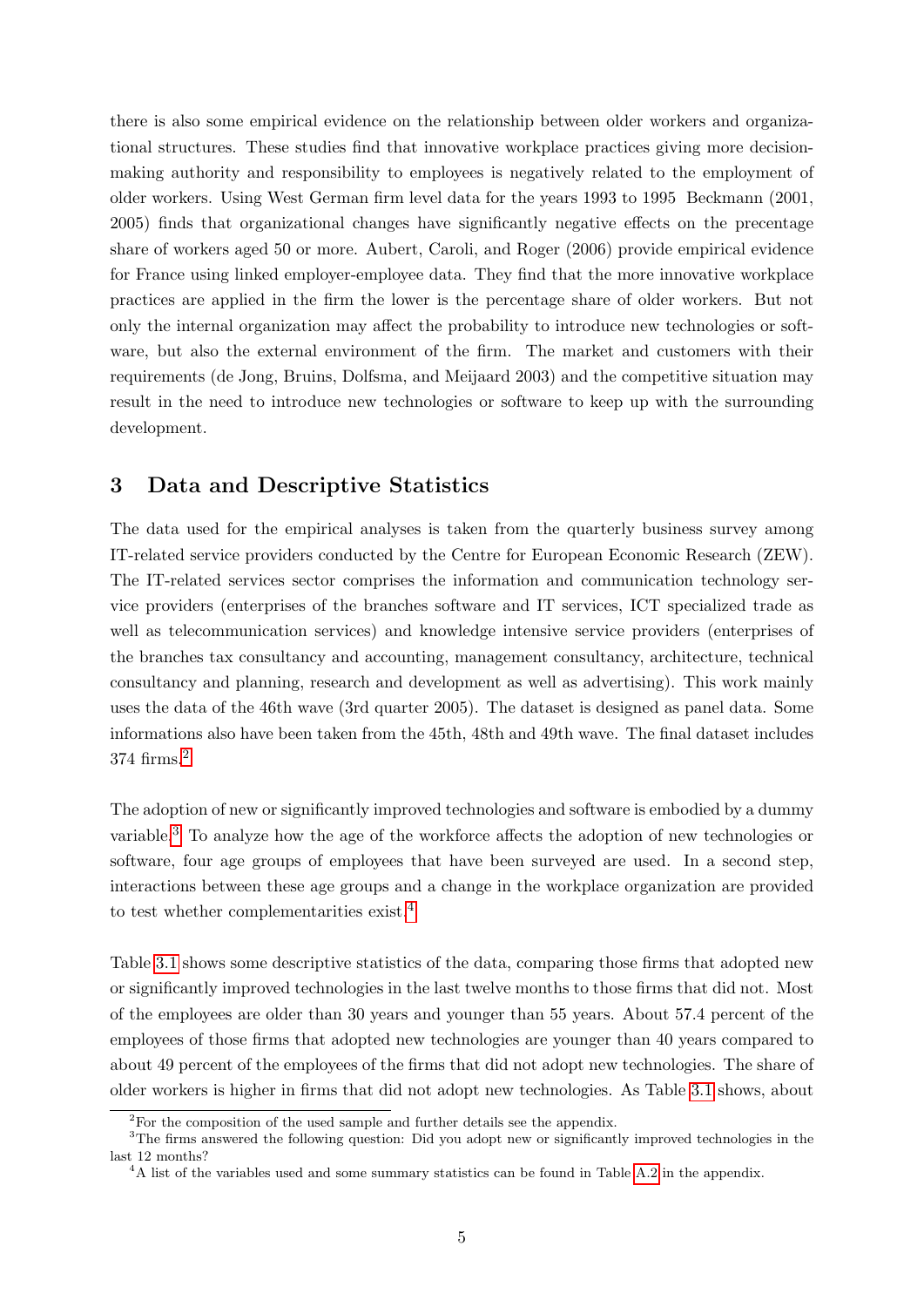there is also some empirical evidence on the relationship between older workers and organizational structures. These studies find that innovative workplace practices giving more decision-making authority and responsibility to employees is negatively related to the employment of older workers. Using West German firm level data for the years 1993 to 1995 Beckmann (2001, 2005) finds that organizational changes have significantly negative effects on the precentage share of workers aged 50 or more. Aubert, Caroli, and Roger (2006) provide empirical evidence for France using linked employer-employee data. They find that the more innovative workplace practices are applied in the firm the lower is the percentage share of older workers. But not only the internal organization may affect the probability to introduce new technologies or software, but also the external environment of the firm. The market and customers with their requirements (de Jong, Bruins, Dolfsma, and Meijaard 2003) and the competitive situation may result in the need to introduce new technologies or software to keep up with the surrounding development.

## 3 Data and Descriptive Statistics

The data used for the empirical analyses is taken from the quarterly business survey among IT-related service providers conducted by the Centre for European Economic Research (ZEW). The IT-related services sector comprises the information and communication technology service providers (enterprises of the branches software and IT services, ICT specialized trade as well as telecommunication services) and knowledge intensive service providers (enterprises of the branches tax consultancy and accounting, management consultancy, architecture, technical consultancy and planning, research and development as well as advertising). This work mainly uses the data of the 46th wave (3rd quarter 2005). The dataset is designed as panel data. Some informations also have been taken from the 45th, 48th and 49th wave. The final dataset includes 374 firms.[2]

The adoption of new or significantly improved technologies and software is embodied by a dummy variable.[3] To analyze how the age of the workforce affects the adoption of new technologies or software, four age groups of employees that have been surveyed are used. In a second step, interactions between these age groups and a change in the workplace organization are provided to test whether complementarities exist.[4]

Table 3.1 shows some descriptive statistics of the data, comparing those firms that adopted new or significantly improved technologies in the last twelve months to those firms that did not. Most of the employees are older than 30 years and younger than 55 years. About 57.4 percent of the employees of those firms that adopted new technologies are younger than 40 years compared to about 49 percent of the employees of the firms that did not adopt new technologies. The share of older workers is higher in firms that did not adopt new technologies. As Table 3.1 shows, about

[2]For the composition of the used sample and further details see the appendix.

[3]The firms answered the following question: Did you adopt new or significantly improved technologies in the last 12 months?

[4]A list of the variables used and some summary statistics can be found in Table A.2 in the appendix.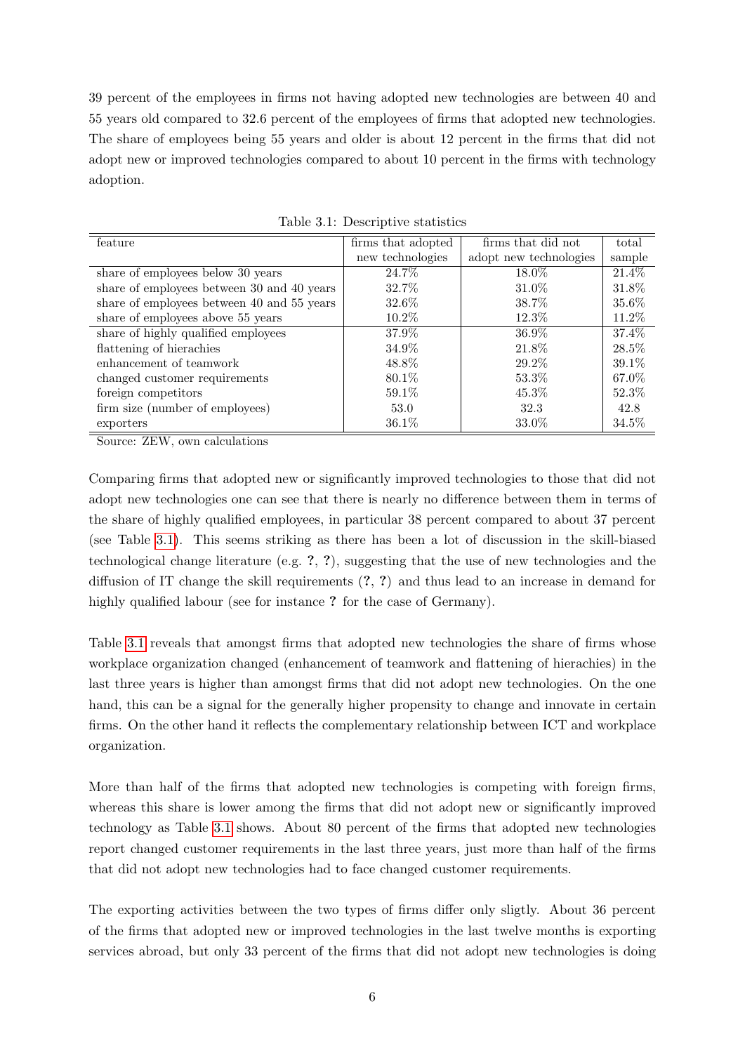39 percent of the employees in firms not having adopted new technologies are between 40 and 55 years old compared to 32.6 percent of the employees of firms that adopted new technologies. The share of employees being 55 years and older is about 12 percent in the firms that did not adopt new or improved technologies compared to about 10 percent in the firms with technology adoption.

Table 3.1: Descriptive statistics

| feature | firms that adopted new technologies | firms that did not adopt new technologies | total sample |
|---|---|---|---|
| share of employees below 30 years | 24.7% | 18.0% | 21.4% |
| share of employees between 30 and 40 years | 32.7% | 31.0% | 31.8% |
| share of employees between 40 and 55 years | 32.6% | 38.7% | 35.6% |
| share of employees above 55 years | 10.2% | 12.3% | 11.2% |
| share of highly qualified employees | 37.9% | 36.9% | 37.4% |
| flattening of hierachies | 34.9% | 21.8% | 28.5% |
| enhancement of teamwork | 48.8% | 29.2% | 39.1% |
| changed customer requirements | 80.1% | 53.3% | 67.0% |
| foreign competitors | 59.1% | 45.3% | 52.3% |
| firm size (number of employees) | 53.0 | 32.3 | 42.8 |
| exporters | 36.1% | 33.0% | 34.5% |

Source: ZEW, own calculations

Comparing firms that adopted new or significantly improved technologies to those that did not adopt new technologies one can see that there is nearly no difference between them in terms of the share of highly qualified employees, in particular 38 percent compared to about 37 percent (see Table 3.1). This seems striking as there has been a lot of discussion in the skill-biased technological change literature (e.g. ?, ?), suggesting that the use of new technologies and the diffusion of IT change the skill requirements (?, ?) and thus lead to an increase in demand for highly qualified labour (see for instance ? for the case of Germany).

Table 3.1 reveals that amongst firms that adopted new technologies the share of firms whose workplace organization changed (enhancement of teamwork and flattening of hierachies) in the last three years is higher than amongst firms that did not adopt new technologies. On the one hand, this can be a signal for the generally higher propensity to change and innovate in certain firms. On the other hand it reflects the complementary relationship between ICT and workplace organization.

More than half of the firms that adopted new technologies is competing with foreign firms, whereas this share is lower among the firms that did not adopt new or significantly improved technology as Table 3.1 shows. About 80 percent of the firms that adopted new technologies report changed customer requirements in the last three years, just more than half of the firms that did not adopt new technologies had to face changed customer requirements.

The exporting activities between the two types of firms differ only sligtly. About 36 percent of the firms that adopted new or improved technologies in the last twelve months is exporting services abroad, but only 33 percent of the firms that did not adopt new technologies is doing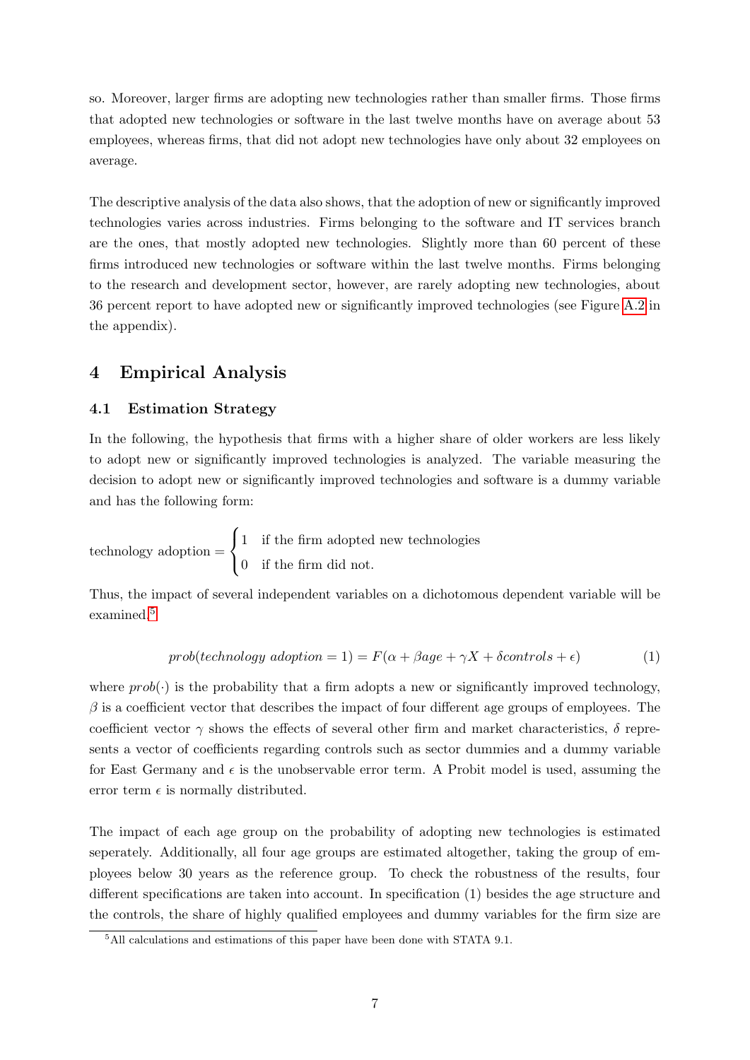so. Moreover, larger firms are adopting new technologies rather than smaller firms. Those firms that adopted new technologies or software in the last twelve months have on average about 53 employees, whereas firms, that did not adopt new technologies have only about 32 employees on average.

The descriptive analysis of the data also shows, that the adoption of new or significantly improved technologies varies across industries. Firms belonging to the software and IT services branch are the ones, that mostly adopted new technologies. Slightly more than 60 percent of these firms introduced new technologies or software within the last twelve months. Firms belonging to the research and development sector, however, are rarely adopting new technologies, about 36 percent report to have adopted new or significantly improved technologies (see Figure A.2 in the appendix).

## 4 Empirical Analysis

### 4.1 Estimation Strategy

In the following, the hypothesis that firms with a higher share of older workers are less likely to adopt new or significantly improved technologies is analyzed. The variable measuring the decision to adopt new or significantly improved technologies and software is a dummy variable and has the following form:

$$\text{technology adoption} = \begin{cases} 1 & \text{if the firm adopted new technologies} \\ 0 & \text{if the firm did not.} \end{cases}$$

Thus, the impact of several independent variables on a dichotomous dependent variable will be examined.[5]

$$prob(technology\ adoption = 1) = F(\alpha + \beta age + \gamma X + \delta controls + \epsilon) \tag{1}$$

where $prob(\cdot)$ is the probability that a firm adopts a new or significantly improved technology, $\beta$ is a coefficient vector that describes the impact of four different age groups of employees. The coefficient vector $\gamma$ shows the effects of several other firm and market characteristics, $\delta$ represents a vector of coefficients regarding controls such as sector dummies and a dummy variable for East Germany and $\epsilon$ is the unobservable error term. A Probit model is used, assuming the error term $\epsilon$ is normally distributed.

The impact of each age group on the probability of adopting new technologies is estimated seperately. Additionally, all four age groups are estimated altogether, taking the group of employees below 30 years as the reference group. To check the robustness of the results, four different specifications are taken into account. In specification (1) besides the age structure and the controls, the share of highly qualified employees and dummy variables for the firm size are

[5] All calculations and estimations of this paper have been done with STATA 9.1.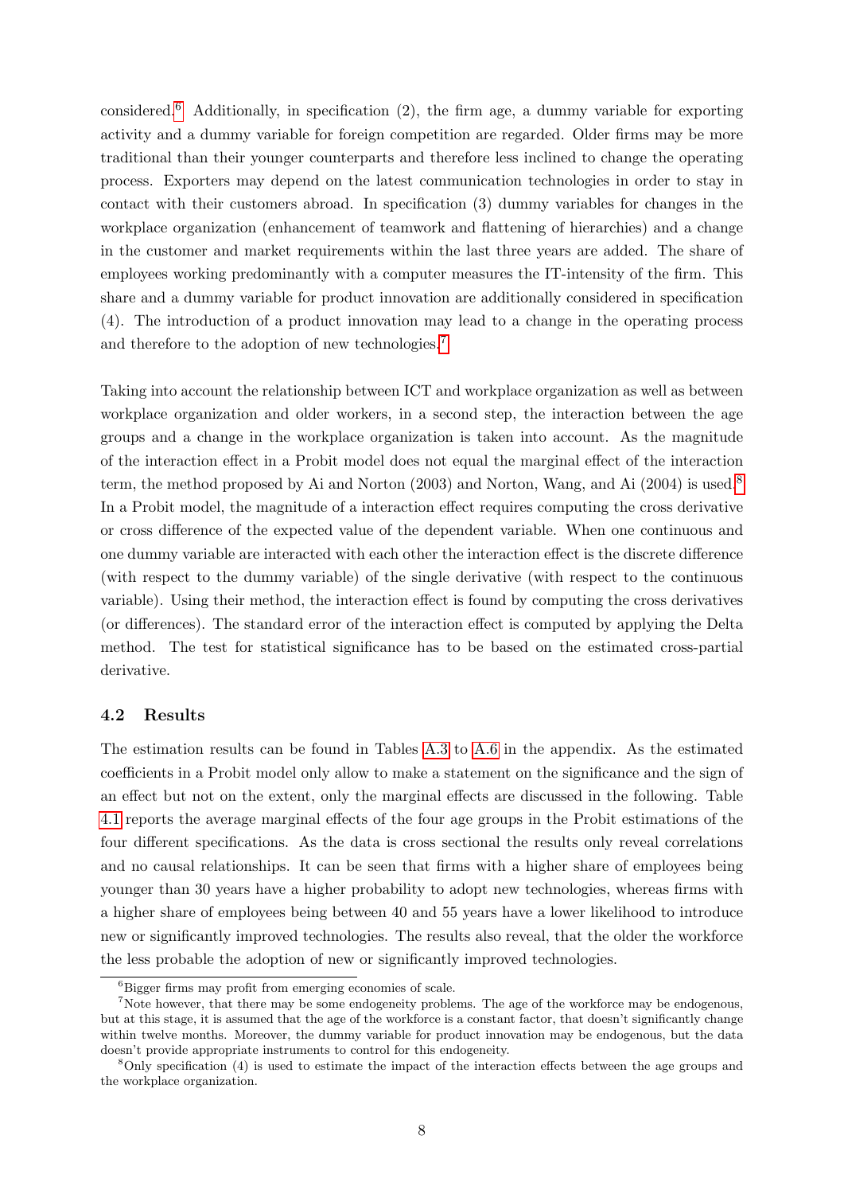considered.[6] Additionally, in specification (2), the firm age, a dummy variable for exporting activity and a dummy variable for foreign competition are regarded. Older firms may be more traditional than their younger counterparts and therefore less inclined to change the operating process. Exporters may depend on the latest communication technologies in order to stay in contact with their customers abroad. In specification (3) dummy variables for changes in the workplace organization (enhancement of teamwork and flattening of hierarchies) and a change in the customer and market requirements within the last three years are added. The share of employees working predominantly with a computer measures the IT-intensity of the firm. This share and a dummy variable for product innovation are additionally considered in specification (4). The introduction of a product innovation may lead to a change in the operating process and therefore to the adoption of new technologies.[7]

Taking into account the relationship between ICT and workplace organization as well as between workplace organization and older workers, in a second step, the interaction between the age groups and a change in the workplace organization is taken into account. As the magnitude of the interaction effect in a Probit model does not equal the marginal effect of the interaction term, the method proposed by Ai and Norton (2003) and Norton, Wang, and Ai (2004) is used.[8] In a Probit model, the magnitude of a interaction effect requires computing the cross derivative or cross difference of the expected value of the dependent variable. When one continuous and one dummy variable are interacted with each other the interaction effect is the discrete difference (with respect to the dummy variable) of the single derivative (with respect to the continuous variable). Using their method, the interaction effect is found by computing the cross derivatives (or differences). The standard error of the interaction effect is computed by applying the Delta method. The test for statistical significance has to be based on the estimated cross-partial derivative.

### 4.2 Results

The estimation results can be found in Tables A.3 to A.6 in the appendix. As the estimated coefficients in a Probit model only allow to make a statement on the significance and the sign of an effect but not on the extent, only the marginal effects are discussed in the following. Table 4.1 reports the average marginal effects of the four age groups in the Probit estimations of the four different specifications. As the data is cross sectional the results only reveal correlations and no causal relationships. It can be seen that firms with a higher share of employees being younger than 30 years have a higher probability to adopt new technologies, whereas firms with a higher share of employees being between 40 and 55 years have a lower likelihood to introduce new or significantly improved technologies. The results also reveal, that the older the workforce the less probable the adoption of new or significantly improved technologies.

[6] Bigger firms may profit from emerging economies of scale.

[7] Note however, that there may be some endogeneity problems. The age of the workforce may be endogenous, but at this stage, it is assumed that the age of the workforce is a constant factor, that doesn't significantly change within twelve months. Moreover, the dummy variable for product innovation may be endogenous, but the data doesn't provide appropriate instruments to control for this endogeneity.

[8] Only specification (4) is used to estimate the impact of the interaction effects between the age groups and the workplace organization.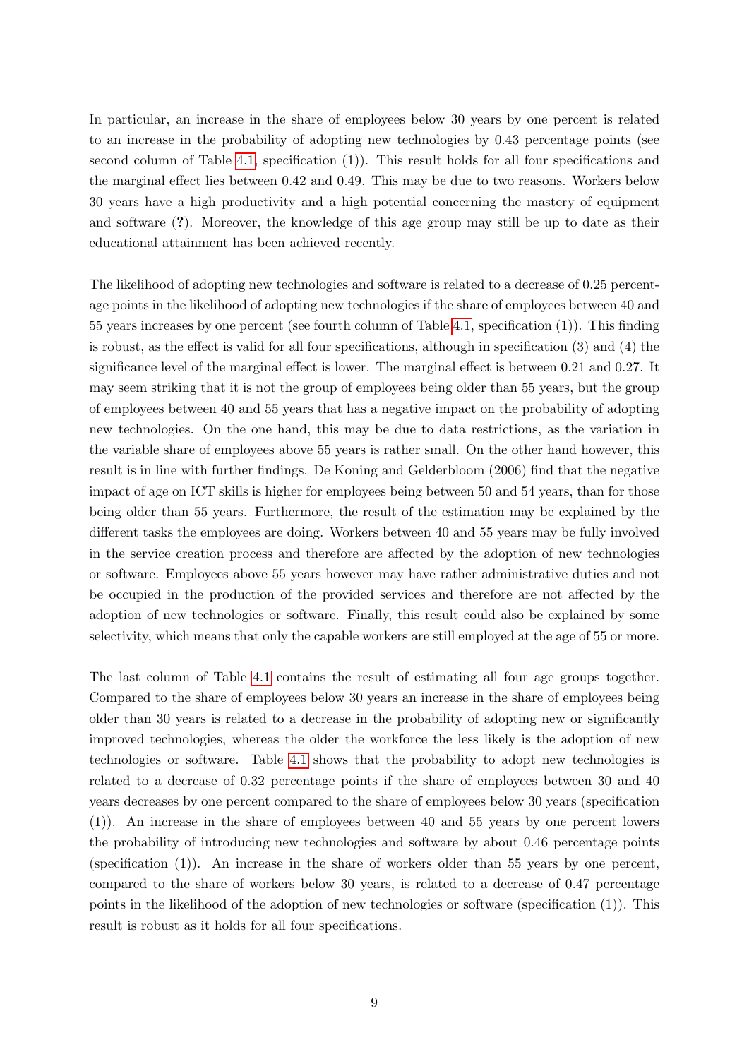In particular, an increase in the share of employees below 30 years by one percent is related to an increase in the probability of adopting new technologies by 0.43 percentage points (see second column of Table 4.1, specification (1)). This result holds for all four specifications and the marginal effect lies between 0.42 and 0.49. This may be due to two reasons. Workers below 30 years have a high productivity and a high potential concerning the mastery of equipment and software (?). Moreover, the knowledge of this age group may still be up to date as their educational attainment has been achieved recently.

The likelihood of adopting new technologies and software is related to a decrease of 0.25 percentage points in the likelihood of adopting new technologies if the share of employees between 40 and 55 years increases by one percent (see fourth column of Table 4.1, specification (1)). This finding is robust, as the effect is valid for all four specifications, although in specification (3) and (4) the significance level of the marginal effect is lower. The marginal effect is between 0.21 and 0.27. It may seem striking that it is not the group of employees being older than 55 years, but the group of employees between 40 and 55 years that has a negative impact on the probability of adopting new technologies. On the one hand, this may be due to data restrictions, as the variation in the variable share of employees above 55 years is rather small. On the other hand however, this result is in line with further findings. De Koning and Gelderbloom (2006) find that the negative impact of age on ICT skills is higher for employees being between 50 and 54 years, than for those being older than 55 years. Furthermore, the result of the estimation may be explained by the different tasks the employees are doing. Workers between 40 and 55 years may be fully involved in the service creation process and therefore are affected by the adoption of new technologies or software. Employees above 55 years however may have rather administrative duties and not be occupied in the production of the provided services and therefore are not affected by the adoption of new technologies or software. Finally, this result could also be explained by some selectivity, which means that only the capable workers are still employed at the age of 55 or more.

The last column of Table 4.1 contains the result of estimating all four age groups together. Compared to the share of employees below 30 years an increase in the share of employees being older than 30 years is related to a decrease in the probability of adopting new or significantly improved technologies, whereas the older the workforce the less likely is the adoption of new technologies or software. Table 4.1 shows that the probability to adopt new technologies is related to a decrease of 0.32 percentage points if the share of employees between 30 and 40 years decreases by one percent compared to the share of employees below 30 years (specification (1)). An increase in the share of employees between 40 and 55 years by one percent lowers the probability of introducing new technologies and software by about 0.46 percentage points (specification (1)). An increase in the share of workers older than 55 years by one percent, compared to the share of workers below 30 years, is related to a decrease of 0.47 percentage points in the likelihood of the adoption of new technologies or software (specification (1)). This result is robust as it holds for all four specifications.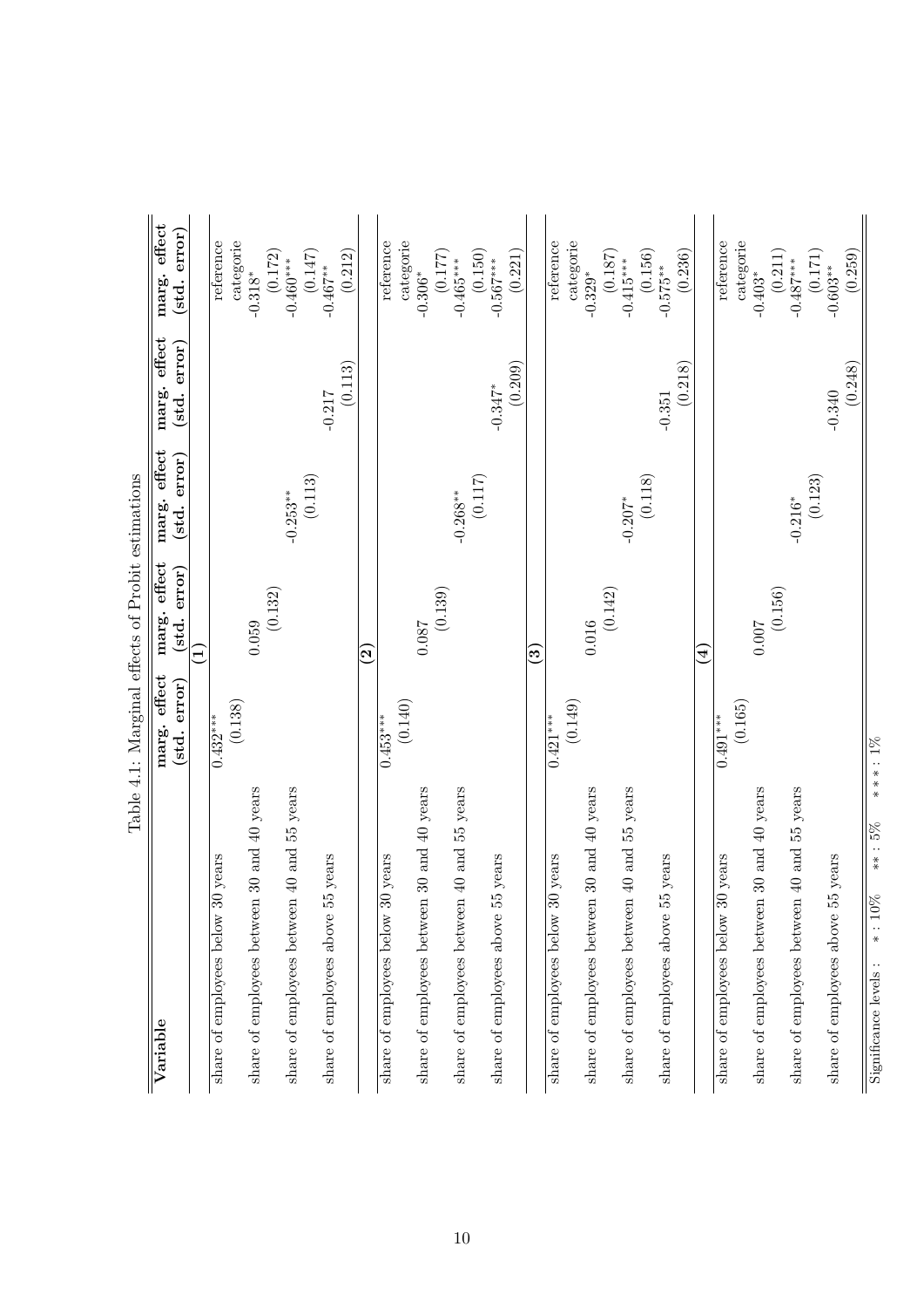Table 4.1: Marginal effects of Probit estimations

| Variable | marg. effect (std. error) | marg. effect (std. error) | marg. effect (std. error) | marg. effect (std. error) | marg. effect (std. error) |
|---|---|---|---|---|---|
| **(1)** | | | | | |
| share of employees below 30 years | 0.432*** (0.138) | | | | reference categorie |
| share of employees between 30 and 40 years | | 0.059 (0.132) | | | -0.318* (0.172) |
| share of employees between 40 and 55 years | | | -0.253** (0.113) | | -0.460*** (0.147) |
| share of employees above 55 years | | | | -0.217 (0.113) | -0.467** (0.212) |
| **(2)** | | | | | |
| share of employees below 30 years | 0.453*** (0.140) | | | | reference categorie |
| share of employees between 30 and 40 years | | 0.087 (0.139) | | | -0.306* (0.177) |
| share of employees between 40 and 55 years | | | -0.268** (0.117) | | -0.465*** (0.150) |
| share of employees above 55 years | | | | -0.347* (0.209) | -0.567*** (0.221) |
| **(3)** | | | | | |
| share of employees below 30 years | 0.421*** (0.149) | | | | reference categorie |
| share of employees between 30 and 40 years | | 0.016 (0.142) | | | -0.329* (0.187) |
| share of employees between 40 and 55 years | | | -0.207* (0.118) | | -0.415*** (0.156) |
| share of employees above 55 years | | | | -0.351 (0.218) | -0.575** (0.236) |
| **(4)** | | | | | |
| share of employees below 30 years | 0.491*** (0.165) | | | | reference categorie |
| share of employees between 30 and 40 years | | 0.007 (0.156) | | | -0.403* (0.211) |
| share of employees between 40 and 55 years | | | -0.216* (0.123) | | -0.487*** (0.171) |
| share of employees above 55 years | | | | -0.340 (0.248) | -0.603** (0.259) |

Significance levels : * : 10%  ** : 5%  *** : 1%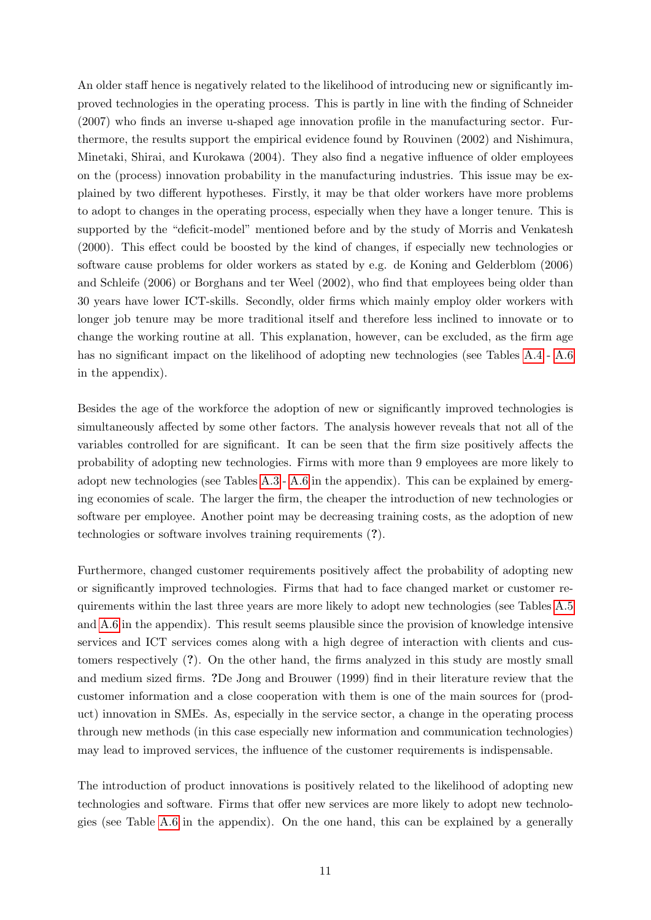An older staff hence is negatively related to the likelihood of introducing new or significantly improved technologies in the operating process. This is partly in line with the finding of Schneider (2007) who finds an inverse u-shaped age innovation profile in the manufacturing sector. Furthermore, the results support the empirical evidence found by Rouvinen (2002) and Nishimura, Minetaki, Shirai, and Kurokawa (2004). They also find a negative influence of older employees on the (process) innovation probability in the manufacturing industries. This issue may be explained by two different hypotheses. Firstly, it may be that older workers have more problems to adopt to changes in the operating process, especially when they have a longer tenure. This is supported by the "deficit-model" mentioned before and by the study of Morris and Venkatesh (2000). This effect could be boosted by the kind of changes, if especially new technologies or software cause problems for older workers as stated by e.g. de Koning and Gelderblom (2006) and Schleife (2006) or Borghans and ter Weel (2002), who find that employees being older than 30 years have lower ICT-skills. Secondly, older firms which mainly employ older workers with longer job tenure may be more traditional itself and therefore less inclined to innovate or to change the working routine at all. This explanation, however, can be excluded, as the firm age has no significant impact on the likelihood of adopting new technologies (see Tables A.4 - A.6 in the appendix).

Besides the age of the workforce the adoption of new or significantly improved technologies is simultaneously affected by some other factors. The analysis however reveals that not all of the variables controlled for are significant. It can be seen that the firm size positively affects the probability of adopting new technologies. Firms with more than 9 employees are more likely to adopt new technologies (see Tables A.3 - A.6 in the appendix). This can be explained by emerging economies of scale. The larger the firm, the cheaper the introduction of new technologies or software per employee. Another point may be decreasing training costs, as the adoption of new technologies or software involves training requirements (?).

Furthermore, changed customer requirements positively affect the probability of adopting new or significantly improved technologies. Firms that had to face changed market or customer requirements within the last three years are more likely to adopt new technologies (see Tables A.5 and A.6 in the appendix). This result seems plausible since the provision of knowledge intensive services and ICT services comes along with a high degree of interaction with clients and customers respectively (?). On the other hand, the firms analyzed in this study are mostly small and medium sized firms. ?De Jong and Brouwer (1999) find in their literature review that the customer information and a close cooperation with them is one of the main sources for (product) innovation in SMEs. As, especially in the service sector, a change in the operating process through new methods (in this case especially new information and communication technologies) may lead to improved services, the influence of the customer requirements is indispensable.

The introduction of product innovations is positively related to the likelihood of adopting new technologies and software. Firms that offer new services are more likely to adopt new technologies (see Table A.6 in the appendix). On the one hand, this can be explained by a generally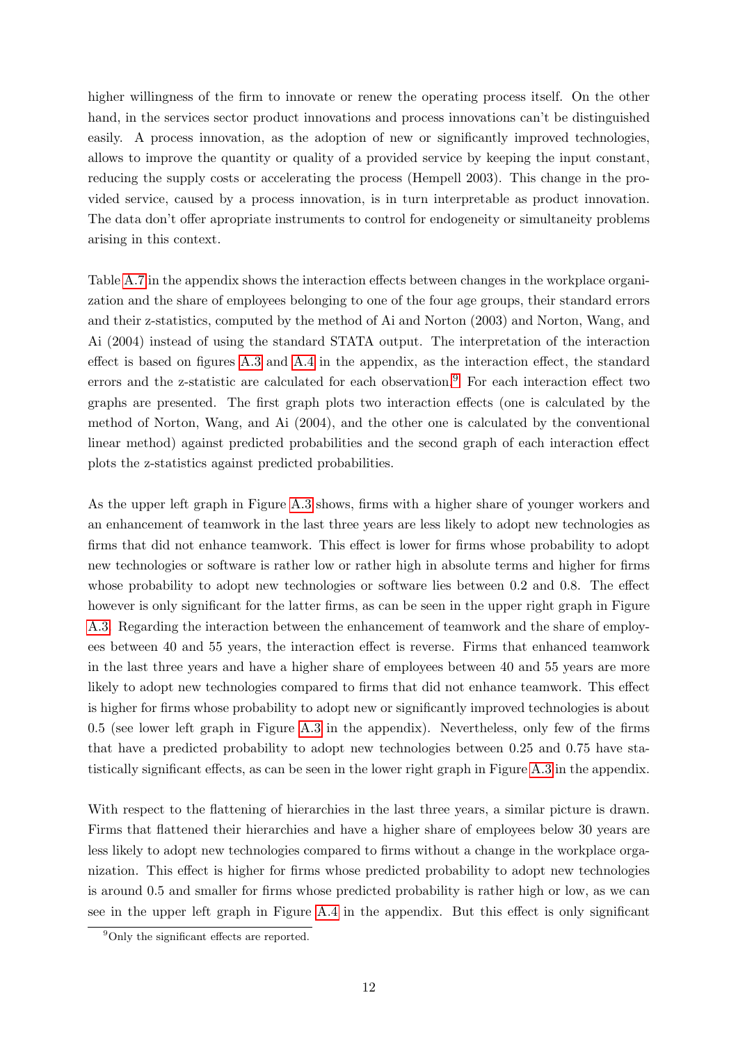higher willingness of the firm to innovate or renew the operating process itself. On the other hand, in the services sector product innovations and process innovations can't be distinguished easily. A process innovation, as the adoption of new or significantly improved technologies, allows to improve the quantity or quality of a provided service by keeping the input constant, reducing the supply costs or accelerating the process (Hempell 2003). This change in the provided service, caused by a process innovation, is in turn interpretable as product innovation. The data don't offer apropriate instruments to control for endogeneity or simultaneity problems arising in this context.

Table A.7 in the appendix shows the interaction effects between changes in the workplace organization and the share of employees belonging to one of the four age groups, their standard errors and their z-statistics, computed by the method of Ai and Norton (2003) and Norton, Wang, and Ai (2004) instead of using the standard STATA output. The interpretation of the interaction effect is based on figures A.3 and A.4 in the appendix, as the interaction effect, the standard errors and the z-statistic are calculated for each observation.[9] For each interaction effect two graphs are presented. The first graph plots two interaction effects (one is calculated by the method of Norton, Wang, and Ai (2004), and the other one is calculated by the conventional linear method) against predicted probabilities and the second graph of each interaction effect plots the z-statistics against predicted probabilities.

As the upper left graph in Figure A.3 shows, firms with a higher share of younger workers and an enhancement of teamwork in the last three years are less likely to adopt new technologies as firms that did not enhance teamwork. This effect is lower for firms whose probability to adopt new technologies or software is rather low or rather high in absolute terms and higher for firms whose probability to adopt new technologies or software lies between 0.2 and 0.8. The effect however is only significant for the latter firms, as can be seen in the upper right graph in Figure A.3. Regarding the interaction between the enhancement of teamwork and the share of employees between 40 and 55 years, the interaction effect is reverse. Firms that enhanced teamwork in the last three years and have a higher share of employees between 40 and 55 years are more likely to adopt new technologies compared to firms that did not enhance teamwork. This effect is higher for firms whose probability to adopt new or significantly improved technologies is about 0.5 (see lower left graph in Figure A.3 in the appendix). Nevertheless, only few of the firms that have a predicted probability to adopt new technologies between 0.25 and 0.75 have statistically significant effects, as can be seen in the lower right graph in Figure A.3 in the appendix.

With respect to the flattening of hierarchies in the last three years, a similar picture is drawn. Firms that flattened their hierarchies and have a higher share of employees below 30 years are less likely to adopt new technologies compared to firms without a change in the workplace organization. This effect is higher for firms whose predicted probability to adopt new technologies is around 0.5 and smaller for firms whose predicted probability is rather high or low, as we can see in the upper left graph in Figure A.4 in the appendix. But this effect is only significant

[9] Only the significant effects are reported.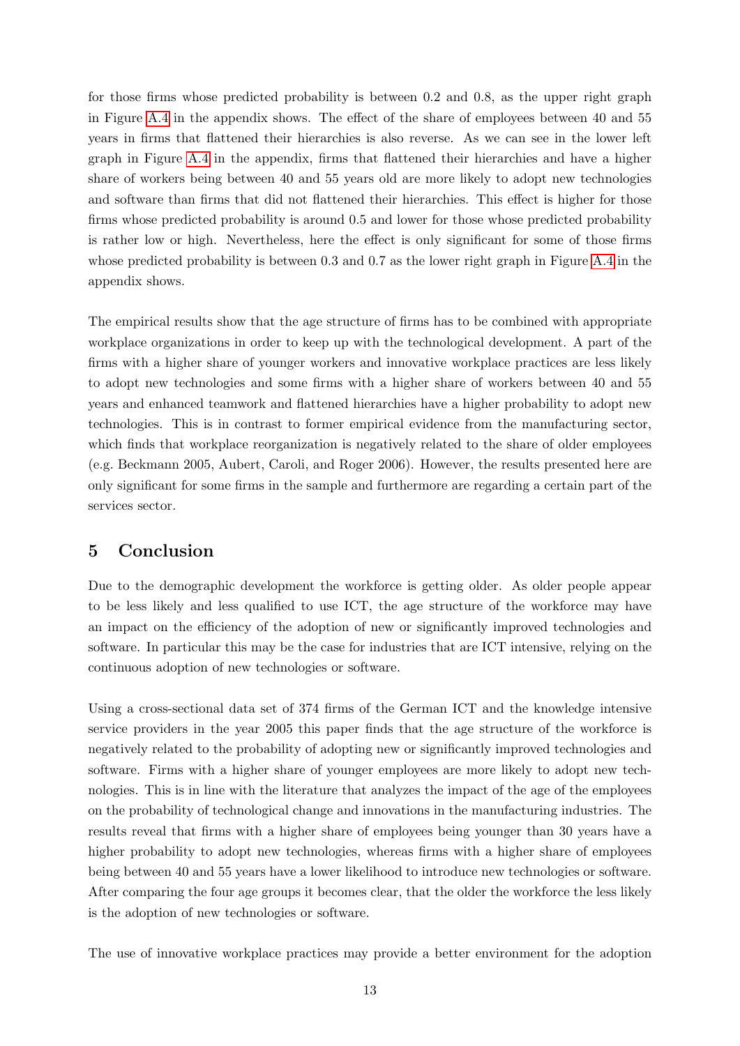for those firms whose predicted probability is between 0.2 and 0.8, as the upper right graph in Figure A.4 in the appendix shows. The effect of the share of employees between 40 and 55 years in firms that flattened their hierarchies is also reverse. As we can see in the lower left graph in Figure A.4 in the appendix, firms that flattened their hierarchies and have a higher share of workers being between 40 and 55 years old are more likely to adopt new technologies and software than firms that did not flattened their hierarchies. This effect is higher for those firms whose predicted probability is around 0.5 and lower for those whose predicted probability is rather low or high. Nevertheless, here the effect is only significant for some of those firms whose predicted probability is between 0.3 and 0.7 as the lower right graph in Figure A.4 in the appendix shows.

The empirical results show that the age structure of firms has to be combined with appropriate workplace organizations in order to keep up with the technological development. A part of the firms with a higher share of younger workers and innovative workplace practices are less likely to adopt new technologies and some firms with a higher share of workers between 40 and 55 years and enhanced teamwork and flattened hierarchies have a higher probability to adopt new technologies. This is in contrast to former empirical evidence from the manufacturing sector, which finds that workplace reorganization is negatively related to the share of older employees (e.g. Beckmann 2005, Aubert, Caroli, and Roger 2006). However, the results presented here are only significant for some firms in the sample and furthermore are regarding a certain part of the services sector.

## 5 Conclusion

Due to the demographic development the workforce is getting older. As older people appear to be less likely and less qualified to use ICT, the age structure of the workforce may have an impact on the efficiency of the adoption of new or significantly improved technologies and software. In particular this may be the case for industries that are ICT intensive, relying on the continuous adoption of new technologies or software.

Using a cross-sectional data set of 374 firms of the German ICT and the knowledge intensive service providers in the year 2005 this paper finds that the age structure of the workforce is negatively related to the probability of adopting new or significantly improved technologies and software. Firms with a higher share of younger employees are more likely to adopt new technologies. This is in line with the literature that analyzes the impact of the age of the employees on the probability of technological change and innovations in the manufacturing industries. The results reveal that firms with a higher share of employees being younger than 30 years have a higher probability to adopt new technologies, whereas firms with a higher share of employees being between 40 and 55 years have a lower likelihood to introduce new technologies or software. After comparing the four age groups it becomes clear, that the older the workforce the less likely is the adoption of new technologies or software.

The use of innovative workplace practices may provide a better environment for the adoption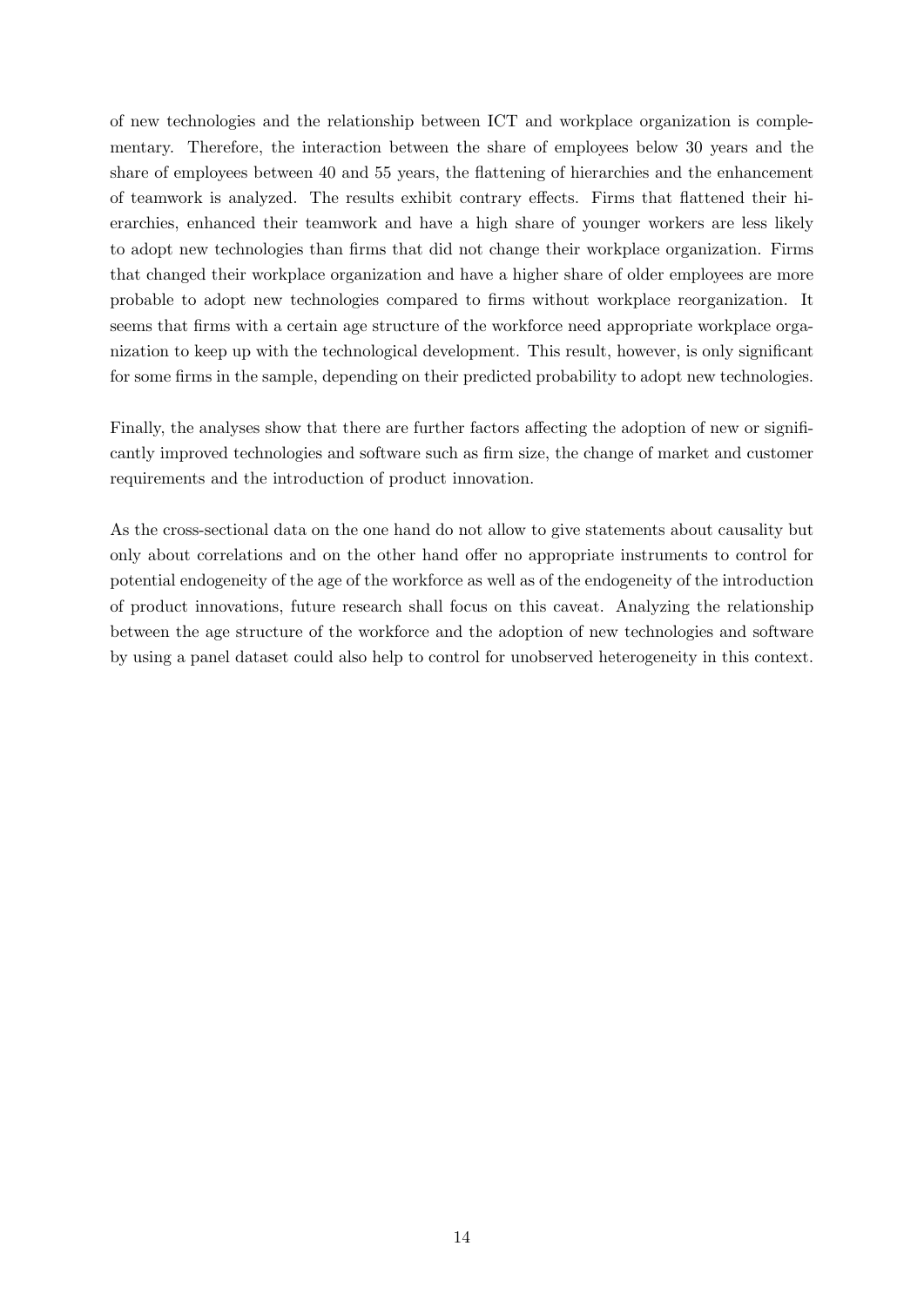of new technologies and the relationship between ICT and workplace organization is complementary. Therefore, the interaction between the share of employees below 30 years and the share of employees between 40 and 55 years, the flattening of hierarchies and the enhancement of teamwork is analyzed. The results exhibit contrary effects. Firms that flattened their hierarchies, enhanced their teamwork and have a high share of younger workers are less likely to adopt new technologies than firms that did not change their workplace organization. Firms that changed their workplace organization and have a higher share of older employees are more probable to adopt new technologies compared to firms without workplace reorganization. It seems that firms with a certain age structure of the workforce need appropriate workplace organization to keep up with the technological development. This result, however, is only significant for some firms in the sample, depending on their predicted probability to adopt new technologies.

Finally, the analyses show that there are further factors affecting the adoption of new or significantly improved technologies and software such as firm size, the change of market and customer requirements and the introduction of product innovation.

As the cross-sectional data on the one hand do not allow to give statements about causality but only about correlations and on the other hand offer no appropriate instruments to control for potential endogeneity of the age of the workforce as well as of the endogeneity of the introduction of product innovations, future research shall focus on this caveat. Analyzing the relationship between the age structure of the workforce and the adoption of new technologies and software by using a panel dataset could also help to control for unobserved heterogeneity in this context.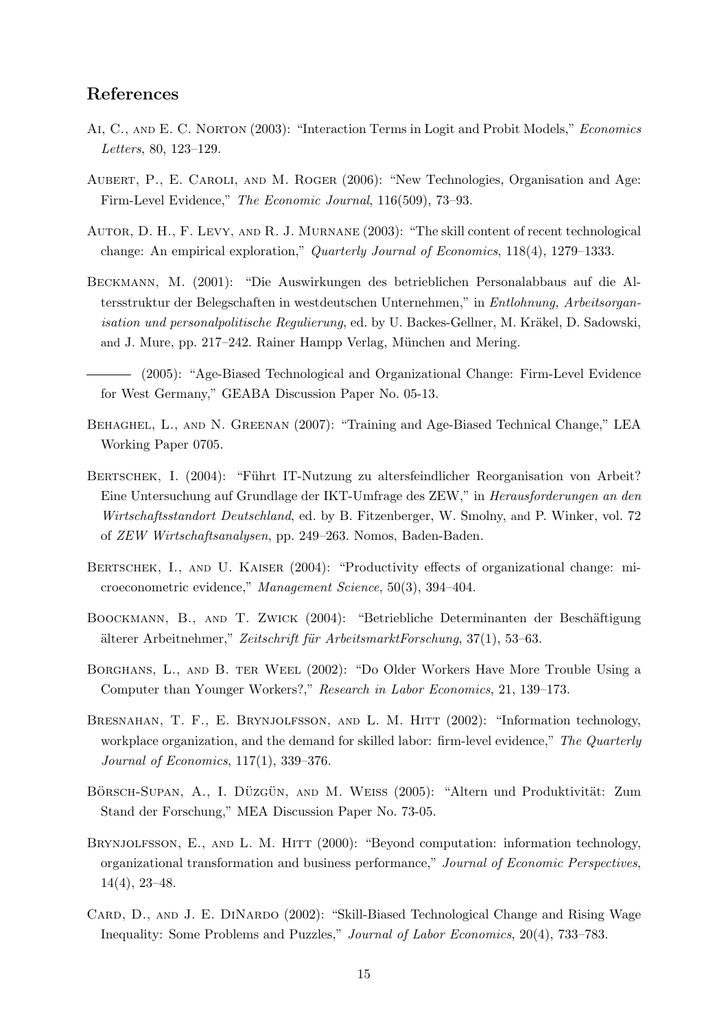## References

Ai, C., and E. C. Norton (2003): "Interaction Terms in Logit and Probit Models," *Economics Letters*, 80, 123–129.

Aubert, P., E. Caroli, and M. Roger (2006): "New Technologies, Organisation and Age: Firm-Level Evidence," *The Economic Journal*, 116(509), 73–93.

Autor, D. H., F. Levy, and R. J. Murnane (2003): "The skill content of recent technological change: An empirical exploration," *Quarterly Journal of Economics*, 118(4), 1279–1333.

Beckmann, M. (2001): "Die Auswirkungen des betrieblichen Personalabbaus auf die Altersstruktur der Belegschaften in westdeutschen Unternehmen," in *Entlohnung, Arbeitsorganisation und personalpolitische Regulierung*, ed. by U. Backes-Gellner, M. Kräkel, D. Sadowski, and J. Mure, pp. 217–242. Rainer Hampp Verlag, München and Mering.

——— (2005): "Age-Biased Technological and Organizational Change: Firm-Level Evidence for West Germany," GEABA Discussion Paper No. 05-13.

Behaghel, L., and N. Greenan (2007): "Training and Age-Biased Technical Change," LEA Working Paper 0705.

Bertschek, I. (2004): "Führt IT-Nutzung zu altersfeindlicher Reorganisation von Arbeit? Eine Untersuchung auf Grundlage der IKT-Umfrage des ZEW," in *Herausforderungen an den Wirtschaftsstandort Deutschland*, ed. by B. Fitzenberger, W. Smolny, and P. Winker, vol. 72 of *ZEW Wirtschaftsanalysen*, pp. 249–263. Nomos, Baden-Baden.

Bertschek, I., and U. Kaiser (2004): "Productivity effects of organizational change: microeconometric evidence," *Management Science*, 50(3), 394–404.

Boockmann, B., and T. Zwick (2004): "Betriebliche Determinanten der Beschäftigung älterer Arbeitnehmer," *Zeitschrift für ArbeitsmarktForschung*, 37(1), 53–63.

Borghans, L., and B. ter Weel (2002): "Do Older Workers Have More Trouble Using a Computer than Younger Workers?," *Research in Labor Economics*, 21, 139–173.

Bresnahan, T. F., E. Brynjolfsson, and L. M. Hitt (2002): "Information technology, workplace organization, and the demand for skilled labor: firm-level evidence," *The Quarterly Journal of Economics*, 117(1), 339–376.

Börsch-Supan, A., I. Düzgün, and M. Weiss (2005): "Altern und Produktivität: Zum Stand der Forschung," MEA Discussion Paper No. 73-05.

Brynjolfsson, E., and L. M. Hitt (2000): "Beyond computation: information technology, organizational transformation and business performance," *Journal of Economic Perspectives*, 14(4), 23–48.

Card, D., and J. E. DiNardo (2002): "Skill-Biased Technological Change and Rising Wage Inequality: Some Problems and Puzzles," *Journal of Labor Economics*, 20(4), 733–783.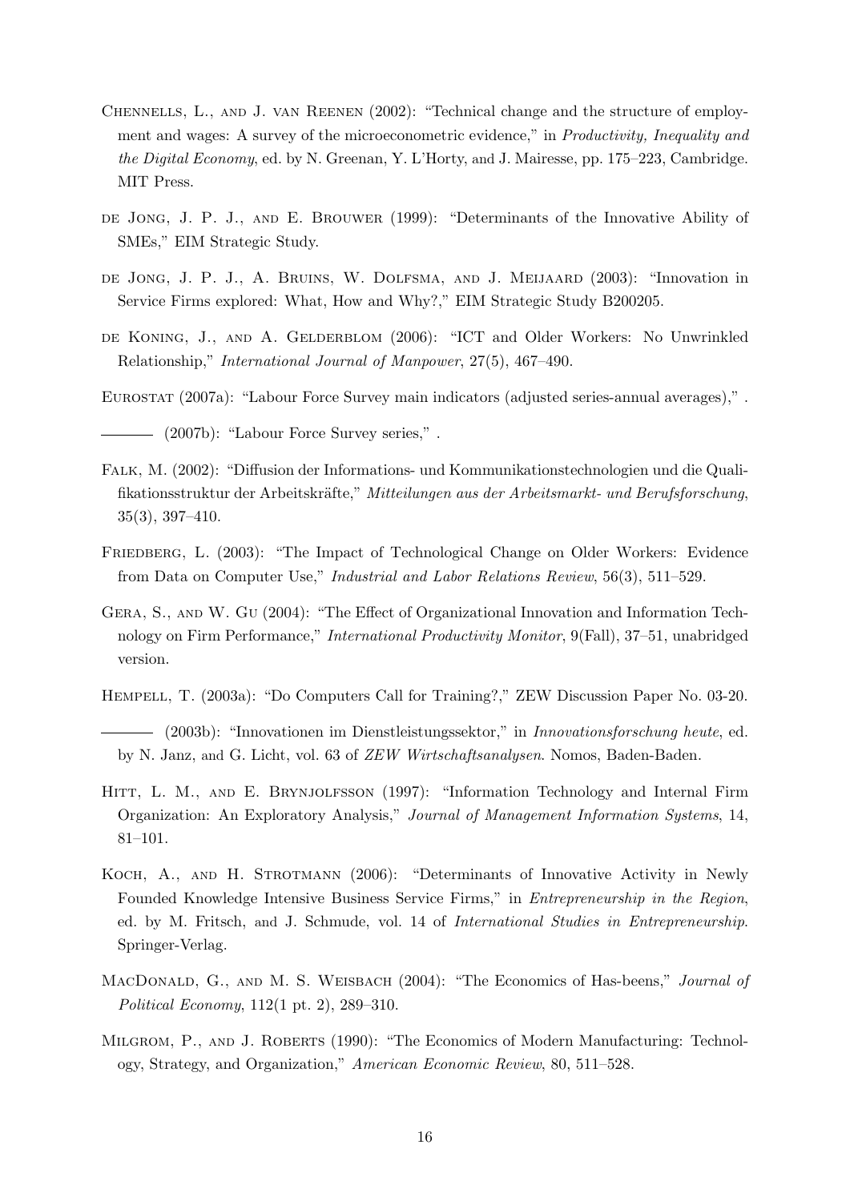Chennells, L., and J. van Reenen (2002): "Technical change and the structure of employment and wages: A survey of the microeconometric evidence," in *Productivity, Inequality and the Digital Economy*, ed. by N. Greenan, Y. L'Horty, and J. Mairesse, pp. 175–223, Cambridge. MIT Press.

de Jong, J. P. J., and E. Brouwer (1999): "Determinants of the Innovative Ability of SMEs," EIM Strategic Study.

de Jong, J. P. J., A. Bruins, W. Dolfsma, and J. Meijaard (2003): "Innovation in Service Firms explored: What, How and Why?," EIM Strategic Study B200205.

de Koning, J., and A. Gelderblom (2006): "ICT and Older Workers: No Unwrinkled Relationship," *International Journal of Manpower*, 27(5), 467–490.

Eurostat (2007a): "Labour Force Survey main indicators (adjusted series-annual averages)," .

——— (2007b): "Labour Force Survey series," .

Falk, M. (2002): "Diffusion der Informations- und Kommunikationstechnologien und die Qualifikationsstruktur der Arbeitskräfte," *Mitteilungen aus der Arbeitsmarkt- und Berufsforschung*, 35(3), 397–410.

Friedberg, L. (2003): "The Impact of Technological Change on Older Workers: Evidence from Data on Computer Use," *Industrial and Labor Relations Review*, 56(3), 511–529.

Gera, S., and W. Gu (2004): "The Effect of Organizational Innovation and Information Technology on Firm Performance," *International Productivity Monitor*, 9(Fall), 37–51, unabridged version.

Hempell, T. (2003a): "Do Computers Call for Training?," ZEW Discussion Paper No. 03-20.

——— (2003b): "Innovationen im Dienstleistungssektor," in *Innovationsforschung heute*, ed. by N. Janz, and G. Licht, vol. 63 of *ZEW Wirtschaftsanalysen*. Nomos, Baden-Baden.

Hitt, L. M., and E. Brynjolfsson (1997): "Information Technology and Internal Firm Organization: An Exploratory Analysis," *Journal of Management Information Systems*, 14, 81–101.

Koch, A., and H. Strotmann (2006): "Determinants of Innovative Activity in Newly Founded Knowledge Intensive Business Service Firms," in *Entrepreneurship in the Region*, ed. by M. Fritsch, and J. Schmude, vol. 14 of *International Studies in Entrepreneurship*. Springer-Verlag.

MacDonald, G., and M. S. Weisbach (2004): "The Economics of Has-beens," *Journal of Political Economy*, 112(1 pt. 2), 289–310.

Milgrom, P., and J. Roberts (1990): "The Economics of Modern Manufacturing: Technology, Strategy, and Organization," *American Economic Review*, 80, 511–528.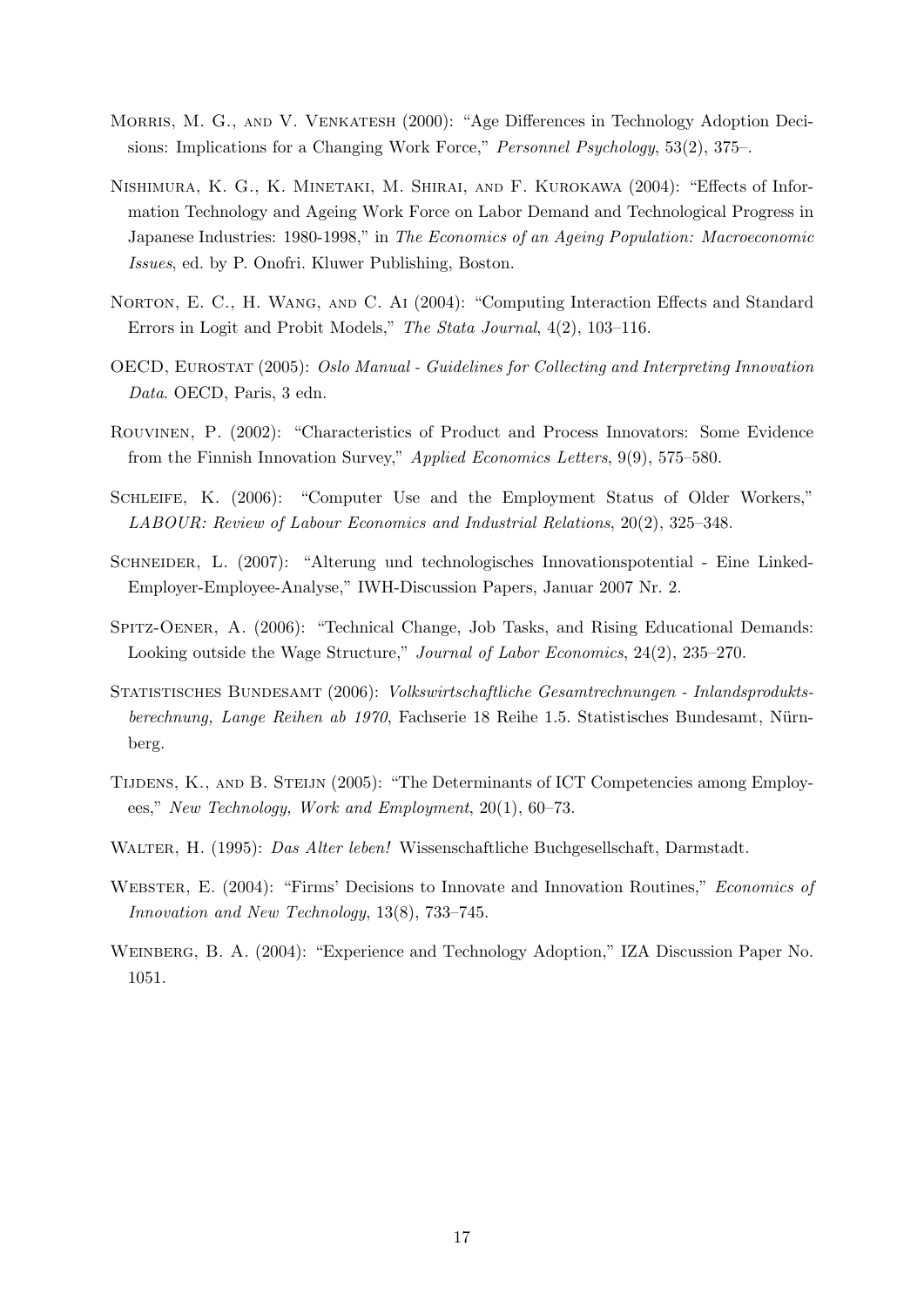Morris, M. G., and V. Venkatesh (2000): "Age Differences in Technology Adoption Decisions: Implications for a Changing Work Force," *Personnel Psychology*, 53(2), 375–.

Nishimura, K. G., K. Minetaki, M. Shirai, and F. Kurokawa (2004): "Effects of Information Technology and Ageing Work Force on Labor Demand and Technological Progress in Japanese Industries: 1980-1998," in *The Economics of an Ageing Population: Macroeconomic Issues*, ed. by P. Onofri. Kluwer Publishing, Boston.

Norton, E. C., H. Wang, and C. Ai (2004): "Computing Interaction Effects and Standard Errors in Logit and Probit Models," *The Stata Journal*, 4(2), 103–116.

OECD, Eurostat (2005): *Oslo Manual - Guidelines for Collecting and Interpreting Innovation Data*. OECD, Paris, 3 edn.

Rouvinen, P. (2002): "Characteristics of Product and Process Innovators: Some Evidence from the Finnish Innovation Survey," *Applied Economics Letters*, 9(9), 575–580.

Schleife, K. (2006): "Computer Use and the Employment Status of Older Workers," *LABOUR: Review of Labour Economics and Industrial Relations*, 20(2), 325–348.

Schneider, L. (2007): "Alterung und technologisches Innovationspotential - Eine Linked-Employer-Employee-Analyse," IWH-Discussion Papers, Januar 2007 Nr. 2.

Spitz-Oener, A. (2006): "Technical Change, Job Tasks, and Rising Educational Demands: Looking outside the Wage Structure," *Journal of Labor Economics*, 24(2), 235–270.

Statistisches Bundesamt (2006): *Volkswirtschaftliche Gesamtrechnungen - Inlandsproduktsberechnung, Lange Reihen ab 1970*, Fachserie 18 Reihe 1.5. Statistisches Bundesamt, Nürnberg.

Tijdens, K., and B. Steijn (2005): "The Determinants of ICT Competencies among Employees," *New Technology, Work and Employment*, 20(1), 60–73.

Walter, H. (1995): *Das Alter leben!* Wissenschaftliche Buchgesellschaft, Darmstadt.

Webster, E. (2004): "Firms' Decisions to Innovate and Innovation Routines," *Economics of Innovation and New Technology*, 13(8), 733–745.

Weinberg, B. A. (2004): "Experience and Technology Adoption," IZA Discussion Paper No. 1051.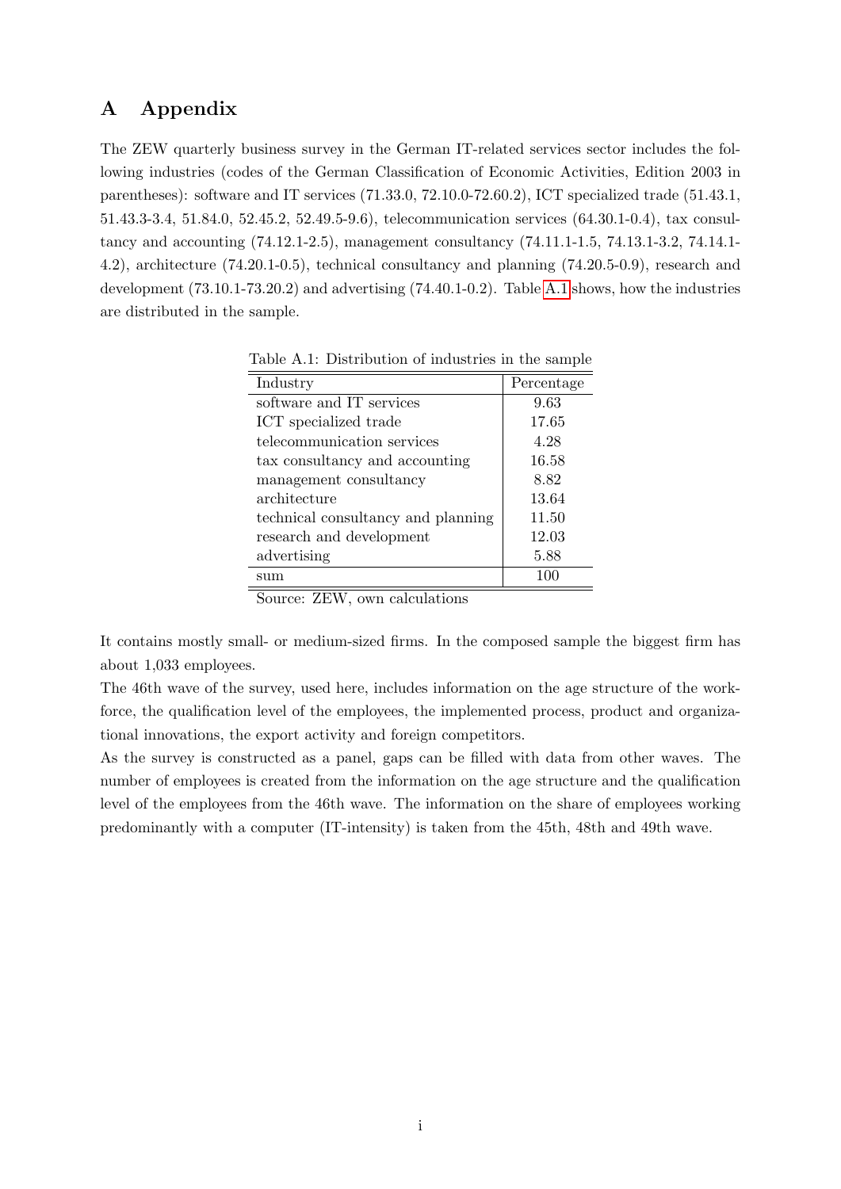# A Appendix

The ZEW quarterly business survey in the German IT-related services sector includes the following industries (codes of the German Classification of Economic Activities, Edition 2003 in parentheses): software and IT services (71.33.0, 72.10.0-72.60.2), ICT specialized trade (51.43.1, 51.43.3-3.4, 51.84.0, 52.45.2, 52.49.5-9.6), telecommunication services (64.30.1-0.4), tax consultancy and accounting (74.12.1-2.5), management consultancy (74.11.1-1.5, 74.13.1-3.2, 74.14.1-4.2), architecture (74.20.1-0.5), technical consultancy and planning (74.20.5-0.9), research and development (73.10.1-73.20.2) and advertising (74.40.1-0.2). Table A.1 shows, how the industries are distributed in the sample.

Table A.1: Distribution of industries in the sample

| Industry | Percentage |
|---|---|
| software and IT services | 9.63 |
| ICT specialized trade | 17.65 |
| telecommunication services | 4.28 |
| tax consultancy and accounting | 16.58 |
| management consultancy | 8.82 |
| architecture | 13.64 |
| technical consultancy and planning | 11.50 |
| research and development | 12.03 |
| advertising | 5.88 |
| sum | 100 |

Source: ZEW, own calculations

It contains mostly small- or medium-sized firms. In the composed sample the biggest firm has about 1,033 employees.

The 46th wave of the survey, used here, includes information on the age structure of the workforce, the qualification level of the employees, the implemented process, product and organizational innovations, the export activity and foreign competitors.

As the survey is constructed as a panel, gaps can be filled with data from other waves. The number of employees is created from the information on the age structure and the qualification level of the employees from the 46th wave. The information on the share of employees working predominantly with a computer (IT-intensity) is taken from the 45th, 48th and 49th wave.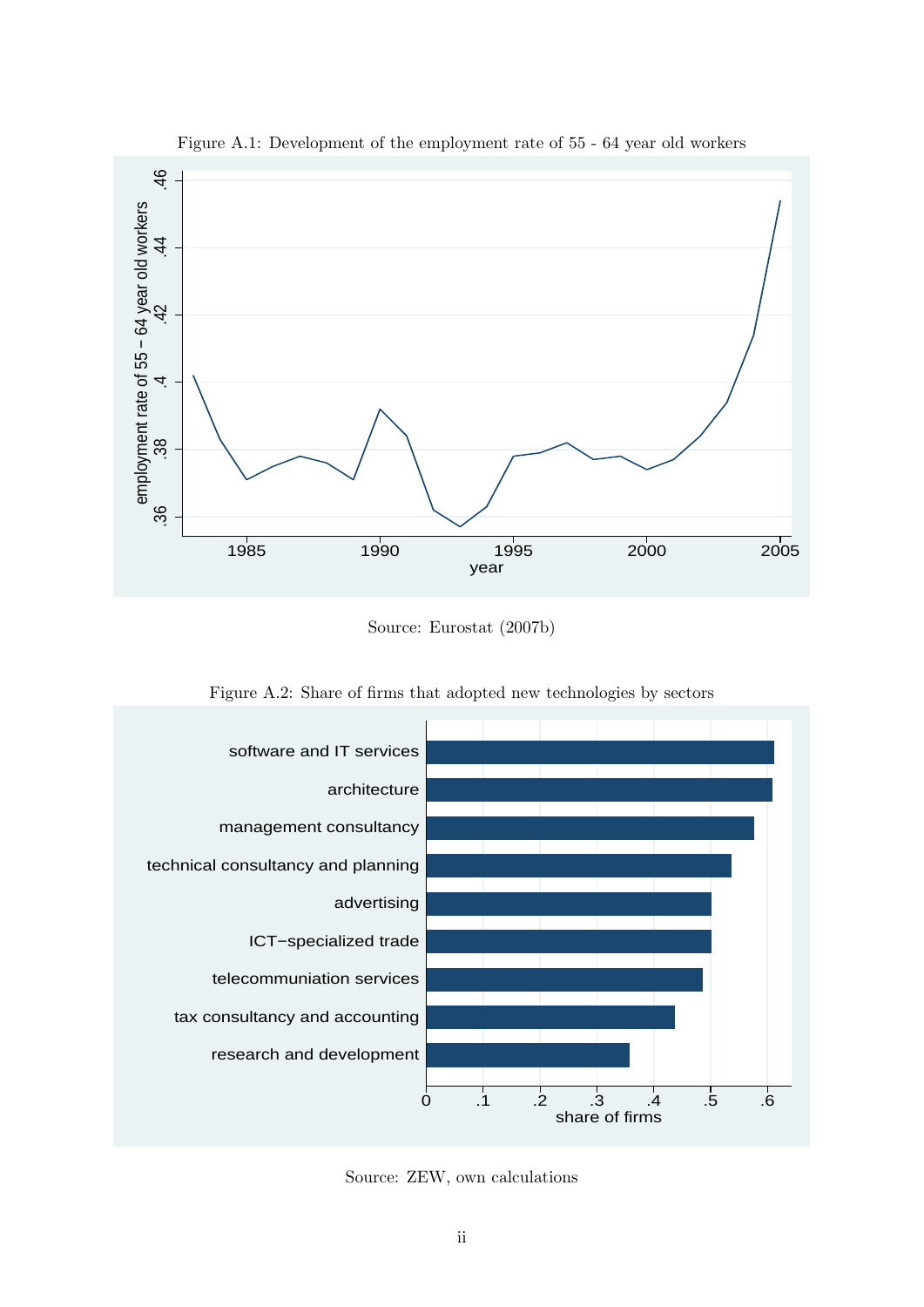Figure A.1: Development of the employment rate of 55 - 64 year old workers

Source: Eurostat (2007b)

Figure A.2: Share of firms that adopted new technologies by sectors

Source: ZEW, own calculations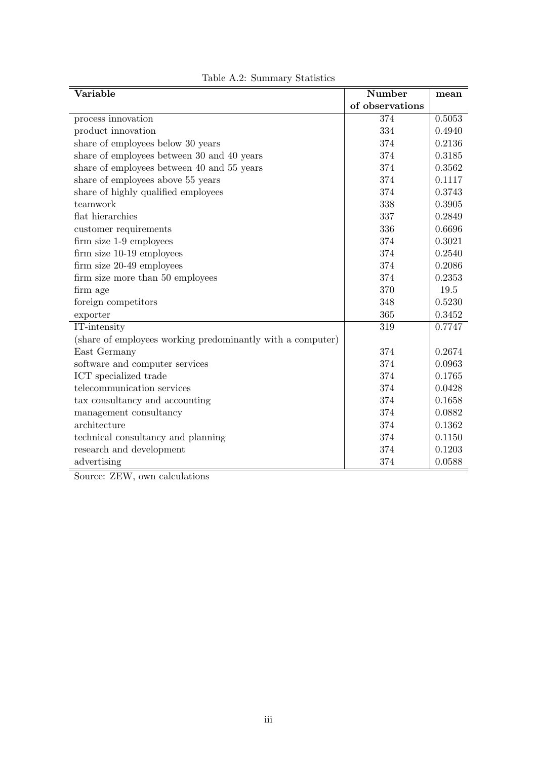Table A.2: Summary Statistics

| Variable | Number of observations | mean |
|---|---|---|
| process innovation | 374 | 0.5053 |
| product innovation | 334 | 0.4940 |
| share of employees below 30 years | 374 | 0.2136 |
| share of employees between 30 and 40 years | 374 | 0.3185 |
| share of employees between 40 and 55 years | 374 | 0.3562 |
| share of employees above 55 years | 374 | 0.1117 |
| share of highly qualified employees | 374 | 0.3743 |
| teamwork | 338 | 0.3905 |
| flat hierarchies | 337 | 0.2849 |
| customer requirements | 336 | 0.6696 |
| firm size 1-9 employees | 374 | 0.3021 |
| firm size 10-19 employees | 374 | 0.2540 |
| firm size 20-49 employees | 374 | 0.2086 |
| firm size more than 50 employees | 374 | 0.2353 |
| firm age | 370 | 19.5 |
| foreign competitors | 348 | 0.5230 |
| exporter | 365 | 0.3452 |
| IT-intensity (share of employees working predominantly with a computer) | 319 | 0.7747 |
| East Germany | 374 | 0.2674 |
| software and computer services | 374 | 0.0963 |
| ICT specialized trade | 374 | 0.1765 |
| telecommunication services | 374 | 0.0428 |
| tax consultancy and accounting | 374 | 0.1658 |
| management consultancy | 374 | 0.0882 |
| architecture | 374 | 0.1362 |
| technical consultancy and planning | 374 | 0.1150 |
| research and development | 374 | 0.1203 |
| advertising | 374 | 0.0588 |

Source: ZEW, own calculations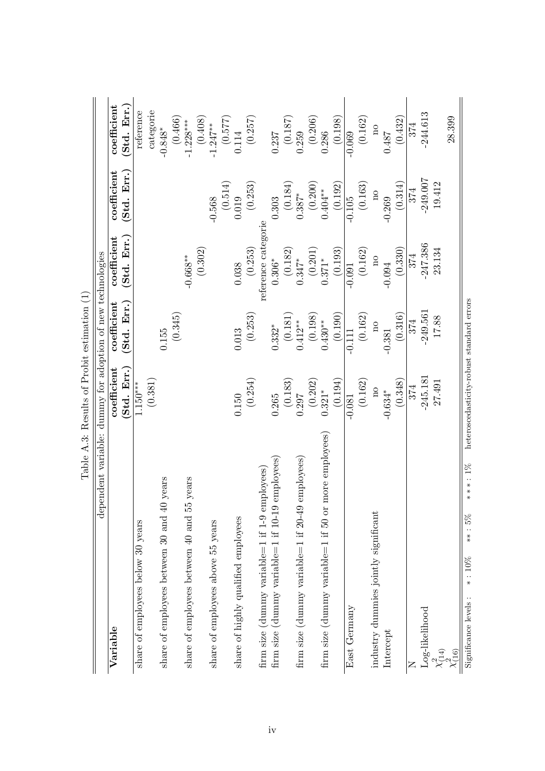Table A.3: Results of Probit estimation (1)

| | dependent variable: dummy for adoption of new technologies | | | | |
|---|---|---|---|---|---|
| **Variable** | **coefficient (Std. Err.)** | **coefficient (Std. Err.)** | **coefficient (Std. Err.)** | **coefficient (Std. Err.)** | **coefficient (Std. Err.)** |
| share of employees below 30 years | 1.150*** | | | | reference |
| | (0.381) | | | | categorie |
| share of employees between 30 and 40 years | | 0.155 | | | -0.848* |
| | | (0.345) | | | (0.466) |
| share of employees between 40 and 55 years | | | -0.668** | | -1.228*** |
| | | | (0.302) | | (0.408) |
| share of employees above 55 years | | | | -0.568 | -1.247** |
| | | | | (0.514) | (0.577) |
| share of highly qualified employees | 0.150 | 0.013 | 0.038 | 0.019 | 0.114 |
| | (0.254) | (0.253) | (0.253) | (0.253) | (0.257) |
| firm size (dummy variable=1 if 1-9 employees) | | | reference categorie | | |
| firm size (dummy variable=1 if 10-19 employees) | 0.265 | 0.332* | 0.306* | 0.303 | 0.237 |
| | (0.183) | (0.181) | (0.182) | (0.184) | (0.187) |
| firm size (dummy variable=1 if 20-49 employees) | 0.297 | 0.412** | 0.347* | 0.387* | 0.259 |
| | (0.202) | (0.198) | (0.201) | (0.200) | (0.206) |
| firm size (dummy variable=1 if 50 or more employees) | 0.321* | 0.430** | 0.371* | 0.404** | 0.286 |
| | (0.194) | (0.190) | (0.193) | (0.192) | (0.198) |
| East Germany | -0.081 | -0.111 | -0.091 | -0.105 | -0.069 |
| | (0.162) | (0.162) | (0.162) | (0.163) | (0.162) |
| industry dummies jointly significant | no | no | no | no | no |
| Intercept | -0.634* | -0.381 | -0.094 | -0.269 | 0.487 |
| | (0.348) | (0.316) | (0.330) | (0.314) | (0.432) |
| N | 374 | 374 | 374 | 374 | 374 |
| Log-likelihood | -245.181 | -249.561 | -247.386 | -249.007 | -244.613 |
| $\chi^2_{(14)}$ | 27.491 | 17.88 | 23.134 | 19.412 | |
| $\chi^2_{(16)}$ | | | | | 28.399 |

Significance levels : * : 10% ** : 5% *** : 1% heteroscedasticity-robust standard errors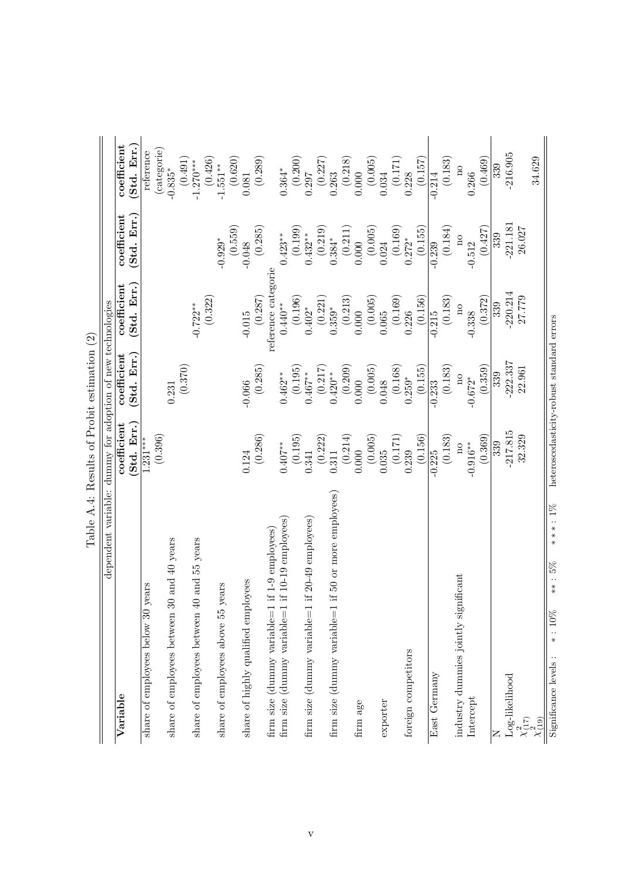Table A.4: Results of Probit estimation (2)

| Variable | dependent variable: dummy for adoption of new technologies | | | | |
|---|---|---|---|---|---|
| | coefficient (Std. Err.) | coefficient (Std. Err.) | coefficient (Std. Err.) | coefficient (Std. Err.) | coefficient (Std. Err.) |
| share of employees below 30 years | 1.231*** | | | | reference |
| | (0.396) | | | | (categorie) |
| share of employees between 30 and 40 years | | 0.231 | | | -0.835* |
| | | (0.370) | | | (0.491) |
| share of employees between 40 and 55 years | | | -0.722** | | -1.270*** |
| | | | (0.322) | | (0.426) |
| share of employees above 55 years | | | | -0.929* | -1.551** |
| | | | | (0.559) | (0.620) |
| share of highly qualified employees | 0.124 | -0.066 | -0.015 | -0.048 | 0.081 |
| | (0.286) | (0.285) | (0.287) | (0.285) | (0.289) |
| firm size (dummy variable=1 if 1-9 employees) | | | reference categorie | | |
| firm size (dummy variable=1 if 10-19 employees) | 0.407** | 0.462** | 0.440** | 0.423** | 0.364* |
| | (0.195) | (0.195) | (0.196) | (0.199) | (0.200) |
| firm size (dummy variable=1 if 20-49 employees) | 0.341 | 0.467** | 0.402* | 0.432** | 0.297 |
| | (0.222) | (0.217) | (0.221) | (0.219) | (0.227) |
| firm size (dummy variable=1 if 50 or more employees) | 0.311 | 0.420** | 0.359* | 0.384* | 0.263 |
| | (0.214) | (0.209) | (0.213) | (0.211) | (0.218) |
| firm age | 0.000 | 0.000 | 0.000 | 0.000 | 0.000 |
| | (0.005) | (0.005) | (0.005) | (0.005) | (0.005) |
| exporter | 0.035 | 0.048 | 0.065 | 0.024 | 0.034 |
| | (0.171) | (0.168) | (0.169) | (0.169) | (0.171) |
| foreign competitors | 0.239 | 0.259* | 0.226 | 0.272* | 0.228 |
| | (0.156) | (0.155) | (0.156) | (0.155) | (0.157) |
| East Germany | -0.225 | -0.233 | -0.215 | -0.239 | -0.214 |
| | (0.183) | (0.183) | (0.183) | (0.184) | (0.183) |
| industry dummies jointly significant | no | no | no | no | no |
| Intercept | -0.916** | -0.672* | -0.338 | -0.512 | 0.266 |
| | (0.369) | (0.359) | (0.372) | (0.427) | (0.469) |
| N | 339 | 339 | 339 | 339 | 339 |
| Log-likelihood | -217.815 | -222.337 | -220.214 | -221.181 | -216.905 |
| $\chi^2_{(17)}$ | 32.329 | 22.961 | 27.779 | 26.027 | |
| $\chi^2_{(19)}$ | | | | | 34.629 |

Significance levels : * : 10% ** : 5% *** : 1% heteroscedasticity-robust standard errors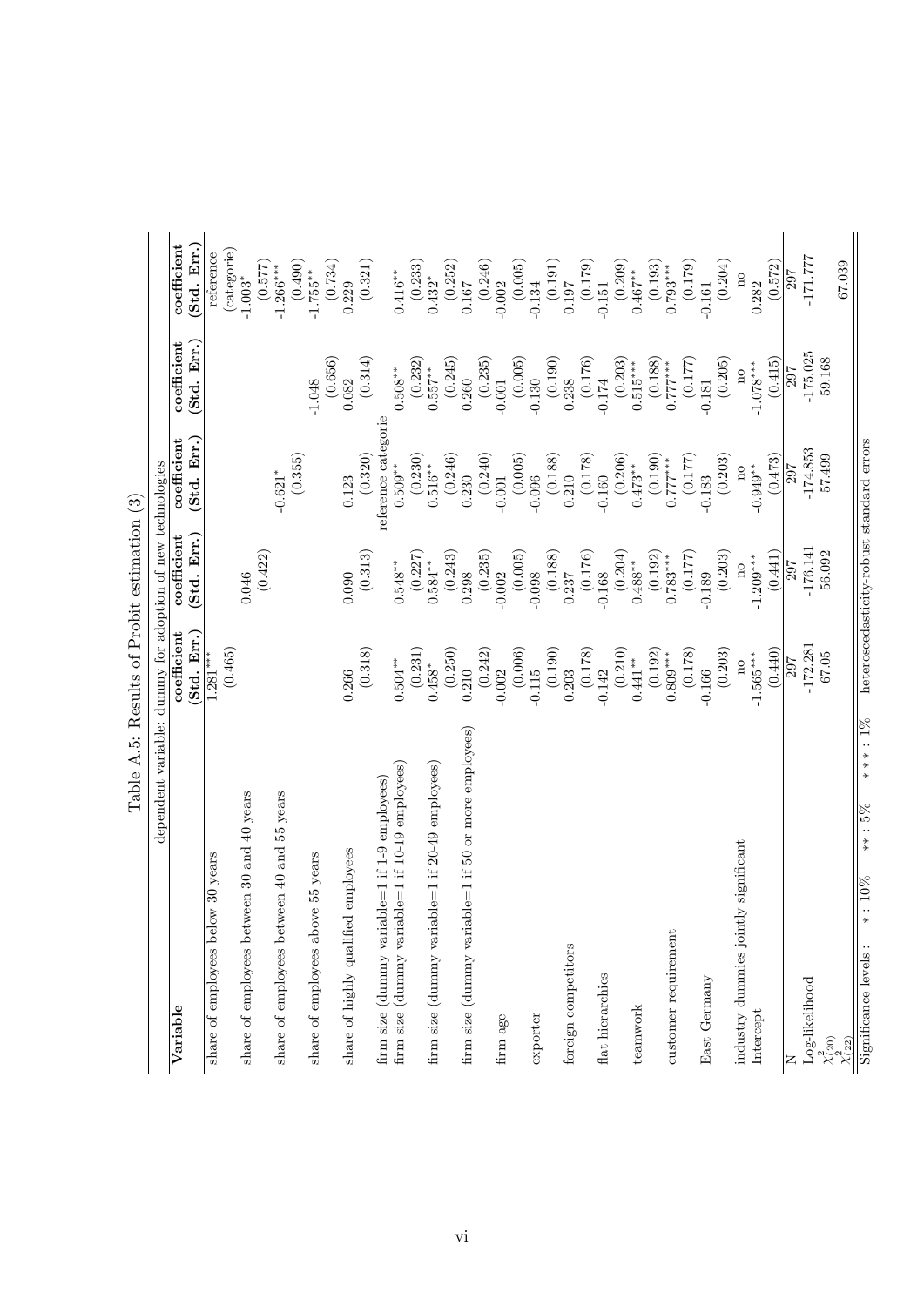Table A.5: Results of Probit estimation (3)

| Variable | dependent variable: dummy for adoption of new technologies | | | | |
|---|---|---|---|---|---|
| | **coefficient (Std. Err.)** | **coefficient (Std. Err.)** | **coefficient (Std. Err.)** | **coefficient (Std. Err.)** | **coefficient (Std. Err.)** |
| share of employees below 30 years | 1.281*** | | | | reference |
| | (0.465) | | | | (categorie) |
| share of employees between 30 and 40 years | | 0.046 | | | -1.003* |
| | | (0.422) | | | (0.577) |
| share of employees between 40 and 55 years | | | -0.621* | | -1.266*** |
| | | | (0.355) | | (0.490) |
| share of employees above 55 years | | | | -1.048 | -1.755** |
| | | | | (0.656) | (0.734) |
| share of highly qualified employees | 0.266 | 0.090 | 0.123 | 0.082 | 0.229 |
| | (0.318) | (0.313) | (0.320) | (0.314) | (0.321) |
| firm size (dummy variable=1 if 1-9 employees) | | | reference categorie | | |
| firm size (dummy variable=1 if 10-19 employees) | 0.504** | 0.548** | 0.509** | 0.508** | 0.416** |
| | (0.231) | (0.227) | (0.230) | (0.232) | (0.233) |
| firm size (dummy variable=1 if 20-49 employees) | 0.458* | 0.584** | 0.516** | 0.557** | 0.432* |
| | (0.250) | (0.243) | (0.246) | (0.245) | (0.252) |
| firm size (dummy variable=1 if 50 or more employees) | 0.210 | 0.298 | 0.230 | 0.260 | 0.167 |
| | (0.242) | (0.235) | (0.240) | (0.235) | (0.246) |
| firm age | -0.002 | -0.002 | -0.001 | -0.001 | -0.002 |
| | (0.006) | (0.005) | (0.005) | (0.005) | (0.005) |
| exporter | -0.115 | -0.098 | -0.096 | -0.130 | -0.134 |
| | (0.190) | (0.188) | (0.188) | (0.190) | (0.191) |
| foreign competitors | 0.203 | 0.237 | 0.210 | 0.238 | 0.197 |
| | (0.178) | (0.176) | (0.178) | (0.176) | (0.179) |
| flat hierarchies | -0.142 | -0.168 | -0.160 | -0.174 | -0.151 |
| | (0.210) | (0.204) | (0.206) | (0.203) | (0.209) |
| teamwork | 0.441** | 0.488** | 0.473** | 0.515*** | 0.467** |
| | (0.192) | (0.192) | (0.190) | (0.188) | (0.193) |
| customer requirement | 0.809*** | 0.783*** | 0.777*** | 0.777*** | 0.793*** |
| | (0.178) | (0.177) | (0.177) | (0.177) | (0.179) |
| East Germany | -0.166 | -0.189 | -0.183 | -0.181 | -0.161 |
| | (0.203) | (0.203) | (0.203) | (0.205) | (0.204) |
| industry dummies jointly significant | no | no | no | no | no |
| Intercept | -1.565*** | -1.209*** | -0.949** | -1.078*** | 0.282 |
| | (0.440) | (0.441) | (0.473) | (0.415) | (0.572) |
| N | 297 | 297 | 297 | 297 | 297 |
| Log-likelihood | -172.281 | -176.141 | -174.853 | -175.025 | -171.777 |
| $\chi^2_{(20)}$ | 67.05 | 56.092 | 57.499 | 59.168 | |
| $\chi^2_{(22)}$ | | | | | 67.039 |

Significance levels : * : 10% ** : 5% *** : 1% heteroscedasticity-robust standard errors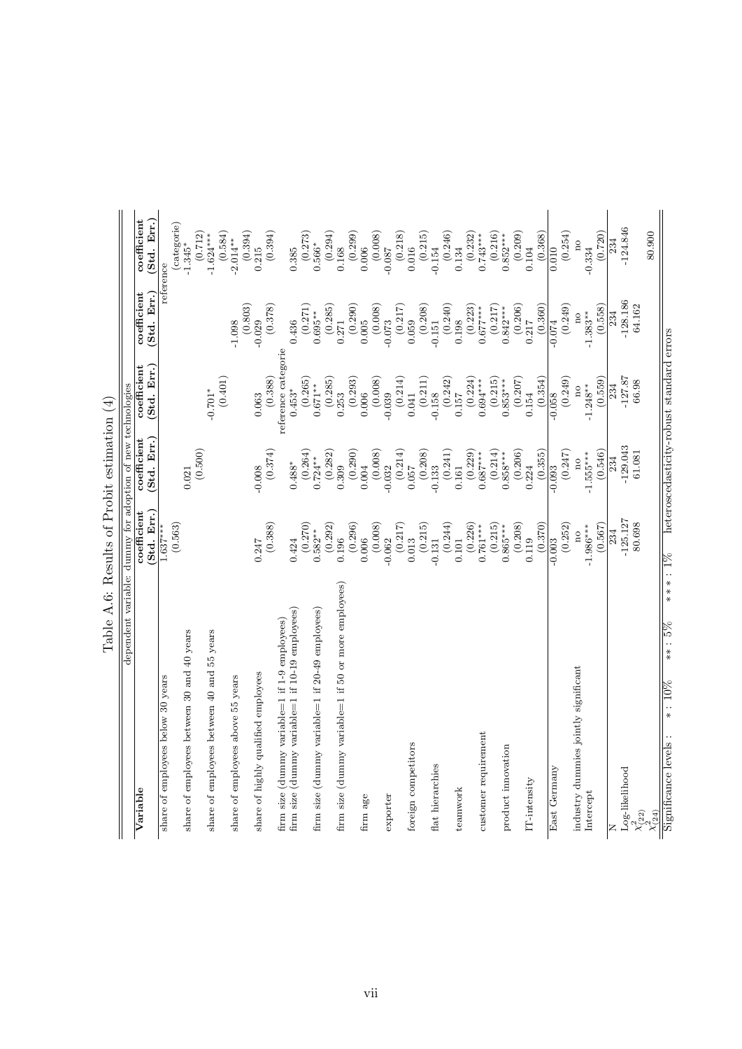# Table A.6: Results of Probit estimation (4)

| Variable | dependent variable: dummy for adoption of new technologies | | | | |
|---|---|---|---|---|---|
| | **coefficient (Std. Err.)** | **coefficient (Std. Err.)** | **coefficient (Std. Err.)** | **coefficient (Std. Err.)** | **coefficient (Std. Err.)** |
| share of employees below 30 years | 1.637*** | | | | reference |
| | (0.563) | | | | (categorie) |
| share of employees between 30 and 40 years | | 0.021 | | | -1.345* |
| | | (0.500) | | | (0.712) |
| share of employees between 40 and 55 years | | | -0.701* | | -1.624*** |
| | | | (0.401) | | (0.584) |
| share of employees above 55 years | | | | -1.098 | -2.014** |
| | | | | (0.803) | (0.394) |
| share of highly qualified employees | 0.247 | -0.008 | 0.063 | -0.029 | 0.215 |
| | (0.388) | (0.374) | (0.388) | (0.378) | (0.394) |
| firm size (dummy variable=1 if 1-9 employees) | | | reference categorie | | |
| firm size (dummy variable=1 if 10-19 employees) | 0.424 | 0.488* | 0.453* | 0.436 | 0.385 |
| | (0.270) | (0.264) | (0.265) | (0.271) | (0.273) |
| firm size (dummy variable=1 if 20-49 employees) | 0.582** | 0.724** | 0.671** | 0.695** | 0.566* |
| | (0.292) | (0.282) | (0.285) | (0.285) | (0.294) |
| firm size (dummy variable=1 if 50 or more employees) | 0.196 | 0.309 | 0.253 | 0.271 | 0.168 |
| | (0.296) | (0.290) | (0.293) | (0.290) | (0.299) |
| firm age | 0.006 | 0.004 | 0.006 | 0.005 | 0.006 |
| | (0.008) | (0.008) | (0.008) | (0.008) | (0.008) |
| exporter | -0.062 | -0.032 | -0.039 | -0.073 | -0.087 |
| | (0.217) | (0.214) | (0.214) | (0.217) | (0.218) |
| foreign competitors | 0.013 | 0.057 | 0.041 | 0.059 | 0.016 |
| | (0.215) | (0.208) | (0.211) | (0.208) | (0.215) |
| flat hierarchies | -0.131 | -0.133 | -0.158 | -0.151 | -0.154 |
| | (0.244) | (0.241) | (0.242) | (0.240) | (0.246) |
| teamwork | 0.101 | 0.161 | 0.157 | 0.198 | 0.134 |
| | (0.226) | (0.229) | (0.224) | (0.223) | (0.232) |
| customer requirement | 0.761*** | 0.687*** | 0.694*** | 0.677*** | 0.743*** |
| | (0.215) | (0.214) | (0.215) | (0.217) | (0.216) |
| product innovation | 0.865*** | 0.858*** | 0.853*** | 0.842*** | 0.852*** |
| | (0.208) | (0.206) | (0.207) | (0.206) | (0.209) |
| IT-intensity | 0.119 | 0.224 | 0.154 | 0.217 | 0.104 |
| | (0.370) | (0.355) | (0.354) | (0.360) | (0.368) |
| East Germany | -0.003 | -0.093 | -0.058 | -0.074 | 0.010 |
| | (0.252) | (0.247) | (0.249) | (0.249) | (0.254) |
| industry dummies jointly significant | no | no | no | no | no |
| Intercept | -1.986*** | -1.555*** | -1.248** | -1.383** | -0.334 |
| | (0.567) | (0.546) | (0.559) | (0.558) | (0.720) |
| N | 234 | 234 | 234 | 234 | 234 |
| Log-likelihood | -125.127 | -129.043 | -127.87 | -128.186 | -124.846 |
| $\chi^2_{(22)}$ | 80.698 | 61.081 | 66.98 | 64.162 | |
| $\chi^2_{(24)}$ | | | | | 80.900 |

Significance levels : * : 10% ** : 5% *** : 1% heteroscedasticity-robust standard errors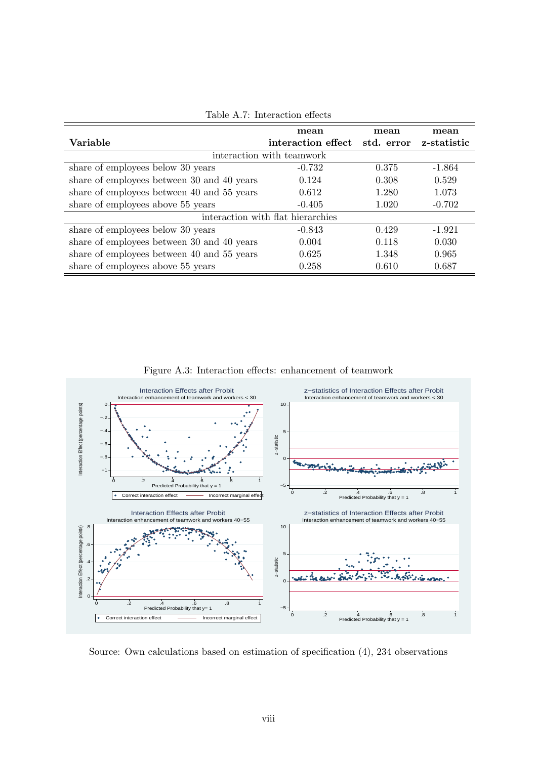Table A.7: Interaction effects

| Variable | mean interaction effect | mean std. error | mean z-statistic |
|---|---|---|---|
| interaction with teamwork | | | |
| share of employees below 30 years | -0.732 | 0.375 | -1.864 |
| share of employees between 30 and 40 years | 0.124 | 0.308 | 0.529 |
| share of employees between 40 and 55 years | 0.612 | 1.280 | 1.073 |
| share of employees above 55 years | -0.405 | 1.020 | -0.702 |
| interaction with flat hierarchies | | | |
| share of employees below 30 years | -0.843 | 0.429 | -1.921 |
| share of employees between 30 and 40 years | 0.004 | 0.118 | 0.030 |
| share of employees between 40 and 55 years | 0.625 | 1.348 | 0.965 |
| share of employees above 55 years | 0.258 | 0.610 | 0.687 |

Figure A.3: Interaction effects: enhancement of teamwork

Source: Own calculations based on estimation of specification (4), 234 observations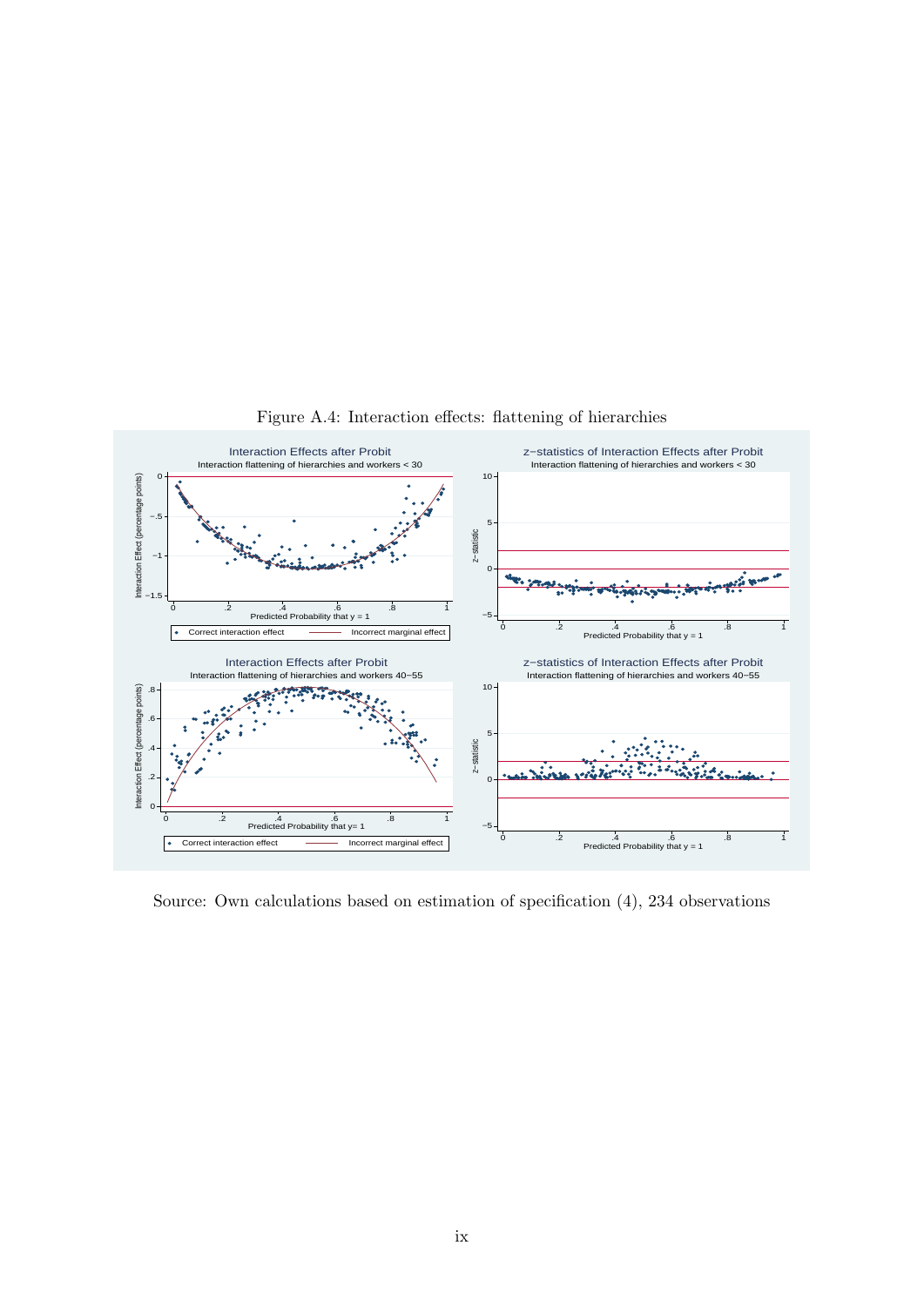Figure A.4: Interaction effects: flattening of hierarchies

Interaction Effects after Probit
Interaction flattening of hierarchies and workers < 30
Interaction Effect (percentage points)
0
−.5
−1
−1.5
0 .2 .4 .6 .8 1
Predicted Probability that y = 1
Correct interaction effect
Incorrect marginal effect

z−statistics of Interaction Effects after Probit
Interaction flattening of hierarchies and workers < 30
z−statistic
10
5
0
−5
0 .2 .4 .6 .8 1
Predicted Probability that y = 1

Interaction Effects after Probit
Interaction flattening of hierarchies and workers 40−55
Interaction Effect (percentage points)
.8
.6
.4
.2
0
0 .2 .4 .6 .8 1
Predicted Probability that y= 1
Correct interaction effect
Incorrect marginal effect

z−statistics of Interaction Effects after Probit
Interaction flattening of hierarchies and workers 40−55
z−statistic
10
5
0
−5
0 .2 .4 .6 .8 1
Predicted Probability that y = 1

Source: Own calculations based on estimation of specification (4), 234 observations